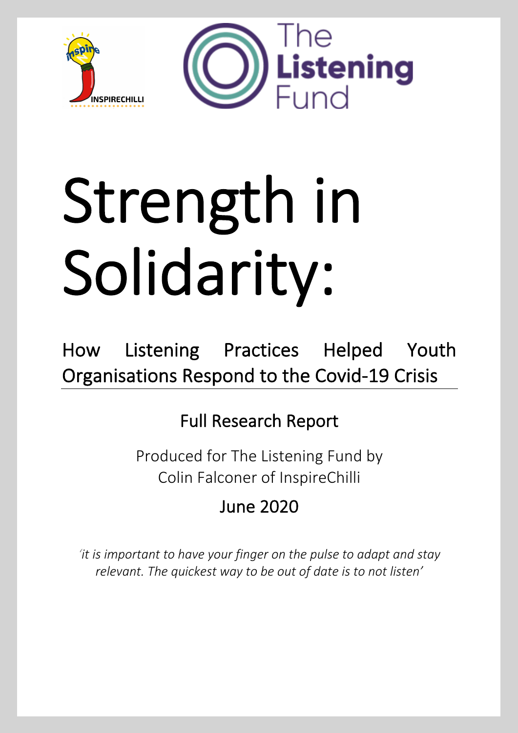# Strength in Solidarity:

## How Listening Practices Helped Youth Organisations Respond to the Covid-19 Crisis

### Full Research Report

Produced for The Listening Fund by
Colin Falconer of InspireChilli

June 2020

*'it is important to have your finger on the pulse to adapt and stay relevant. The quickest way to be out of date is to not listen'*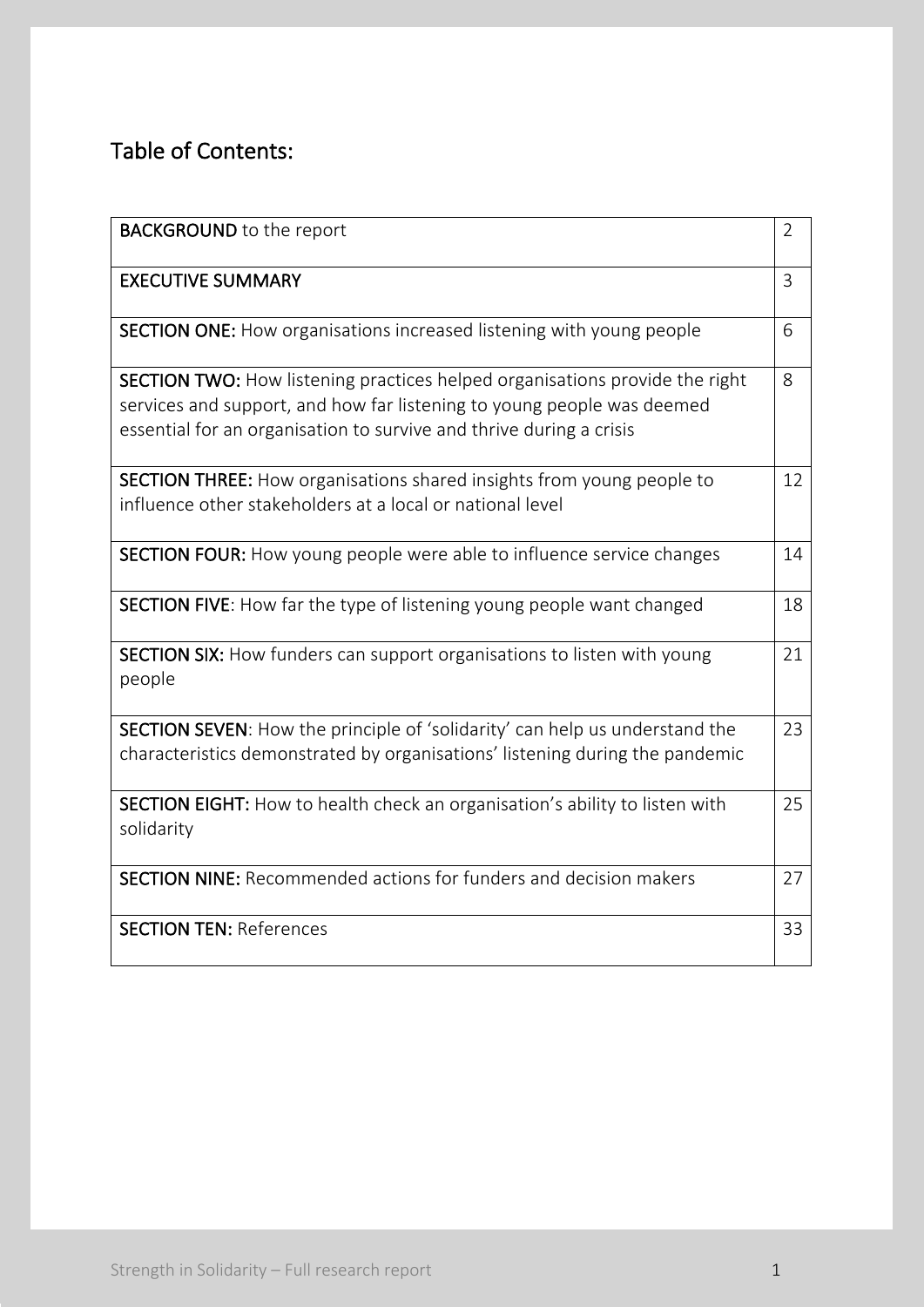## Table of Contents:

| | |
|---|---|
| **BACKGROUND** to the report | 2 |
| **EXECUTIVE SUMMARY** | 3 |
| **SECTION ONE:** How organisations increased listening with young people | 6 |
| **SECTION TWO:** How listening practices helped organisations provide the right services and support, and how far listening to young people was deemed essential for an organisation to survive and thrive during a crisis | 8 |
| **SECTION THREE:** How organisations shared insights from young people to influence other stakeholders at a local or national level | 12 |
| **SECTION FOUR:** How young people were able to influence service changes | 14 |
| **SECTION FIVE**: How far the type of listening young people want changed | 18 |
| **SECTION SIX:** How funders can support organisations to listen with young people | 21 |
| **SECTION SEVEN**: How the principle of 'solidarity' can help us understand the characteristics demonstrated by organisations' listening during the pandemic | 23 |
| **SECTION EIGHT:** How to health check an organisation's ability to listen with solidarity | 25 |
| **SECTION NINE:** Recommended actions for funders and decision makers | 27 |
| **SECTION TEN:** References | 33 |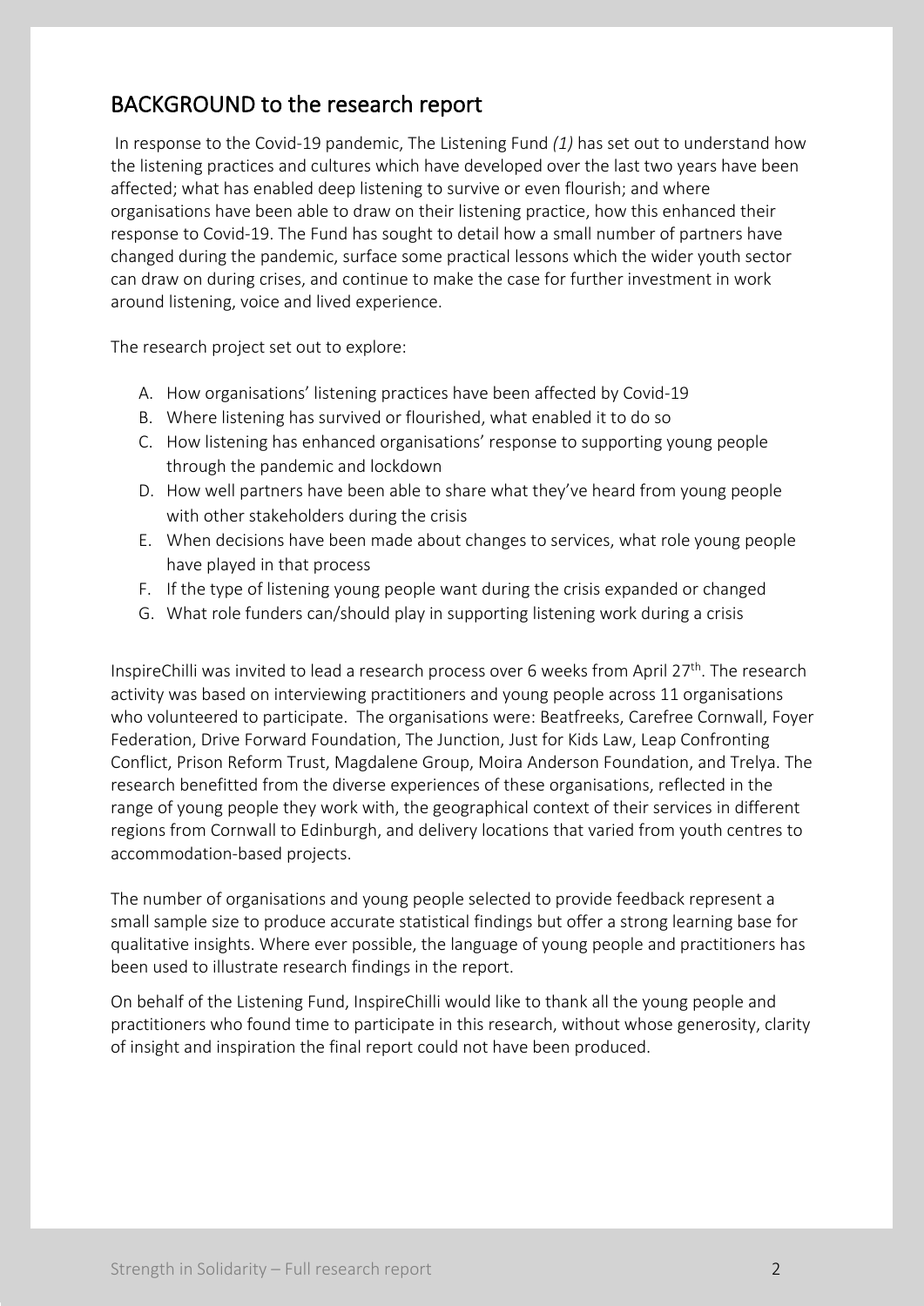## BACKGROUND to the research report

In response to the Covid-19 pandemic, The Listening Fund *(1)* has set out to understand how the listening practices and cultures which have developed over the last two years have been affected; what has enabled deep listening to survive or even flourish; and where organisations have been able to draw on their listening practice, how this enhanced their response to Covid-19. The Fund has sought to detail how a small number of partners have changed during the pandemic, surface some practical lessons which the wider youth sector can draw on during crises, and continue to make the case for further investment in work around listening, voice and lived experience.

The research project set out to explore:

A. How organisations' listening practices have been affected by Covid-19
B. Where listening has survived or flourished, what enabled it to do so
C. How listening has enhanced organisations' response to supporting young people through the pandemic and lockdown
D. How well partners have been able to share what they've heard from young people with other stakeholders during the crisis
E. When decisions have been made about changes to services, what role young people have played in that process
F. If the type of listening young people want during the crisis expanded or changed
G. What role funders can/should play in supporting listening work during a crisis

InspireChilli was invited to lead a research process over 6 weeks from April 27th. The research activity was based on interviewing practitioners and young people across 11 organisations who volunteered to participate. The organisations were: Beatfreeks, Carefree Cornwall, Foyer Federation, Drive Forward Foundation, The Junction, Just for Kids Law, Leap Confronting Conflict, Prison Reform Trust, Magdalene Group, Moira Anderson Foundation, and Trelya. The research benefitted from the diverse experiences of these organisations, reflected in the range of young people they work with, the geographical context of their services in different regions from Cornwall to Edinburgh, and delivery locations that varied from youth centres to accommodation-based projects.

The number of organisations and young people selected to provide feedback represent a small sample size to produce accurate statistical findings but offer a strong learning base for qualitative insights. Where ever possible, the language of young people and practitioners has been used to illustrate research findings in the report.

On behalf of the Listening Fund, InspireChilli would like to thank all the young people and practitioners who found time to participate in this research, without whose generosity, clarity of insight and inspiration the final report could not have been produced.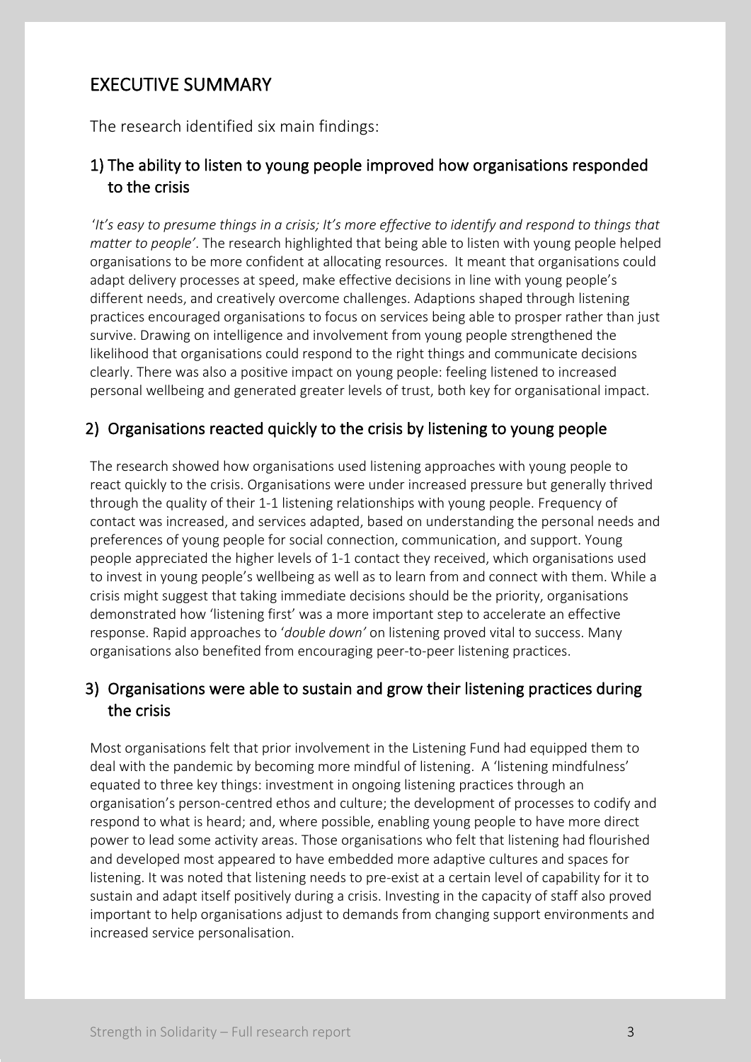# EXECUTIVE SUMMARY

The research identified six main findings:

## 1) The ability to listen to young people improved how organisations responded to the crisis

*'It's easy to presume things in a crisis; It's more effective to identify and respond to things that matter to people'*. The research highlighted that being able to listen with young people helped organisations to be more confident at allocating resources. It meant that organisations could adapt delivery processes at speed, make effective decisions in line with young people's different needs, and creatively overcome challenges. Adaptions shaped through listening practices encouraged organisations to focus on services being able to prosper rather than just survive. Drawing on intelligence and involvement from young people strengthened the likelihood that organisations could respond to the right things and communicate decisions clearly. There was also a positive impact on young people: feeling listened to increased personal wellbeing and generated greater levels of trust, both key for organisational impact.

## 2) Organisations reacted quickly to the crisis by listening to young people

The research showed how organisations used listening approaches with young people to react quickly to the crisis. Organisations were under increased pressure but generally thrived through the quality of their 1-1 listening relationships with young people. Frequency of contact was increased, and services adapted, based on understanding the personal needs and preferences of young people for social connection, communication, and support. Young people appreciated the higher levels of 1-1 contact they received, which organisations used to invest in young people's wellbeing as well as to learn from and connect with them. While a crisis might suggest that taking immediate decisions should be the priority, organisations demonstrated how 'listening first' was a more important step to accelerate an effective response. Rapid approaches to '*double down'* on listening proved vital to success. Many organisations also benefited from encouraging peer-to-peer listening practices.

## 3) Organisations were able to sustain and grow their listening practices during the crisis

Most organisations felt that prior involvement in the Listening Fund had equipped them to deal with the pandemic by becoming more mindful of listening. A 'listening mindfulness' equated to three key things: investment in ongoing listening practices through an organisation's person-centred ethos and culture; the development of processes to codify and respond to what is heard; and, where possible, enabling young people to have more direct power to lead some activity areas. Those organisations who felt that listening had flourished and developed most appeared to have embedded more adaptive cultures and spaces for listening. It was noted that listening needs to pre-exist at a certain level of capability for it to sustain and adapt itself positively during a crisis. Investing in the capacity of staff also proved important to help organisations adjust to demands from changing support environments and increased service personalisation.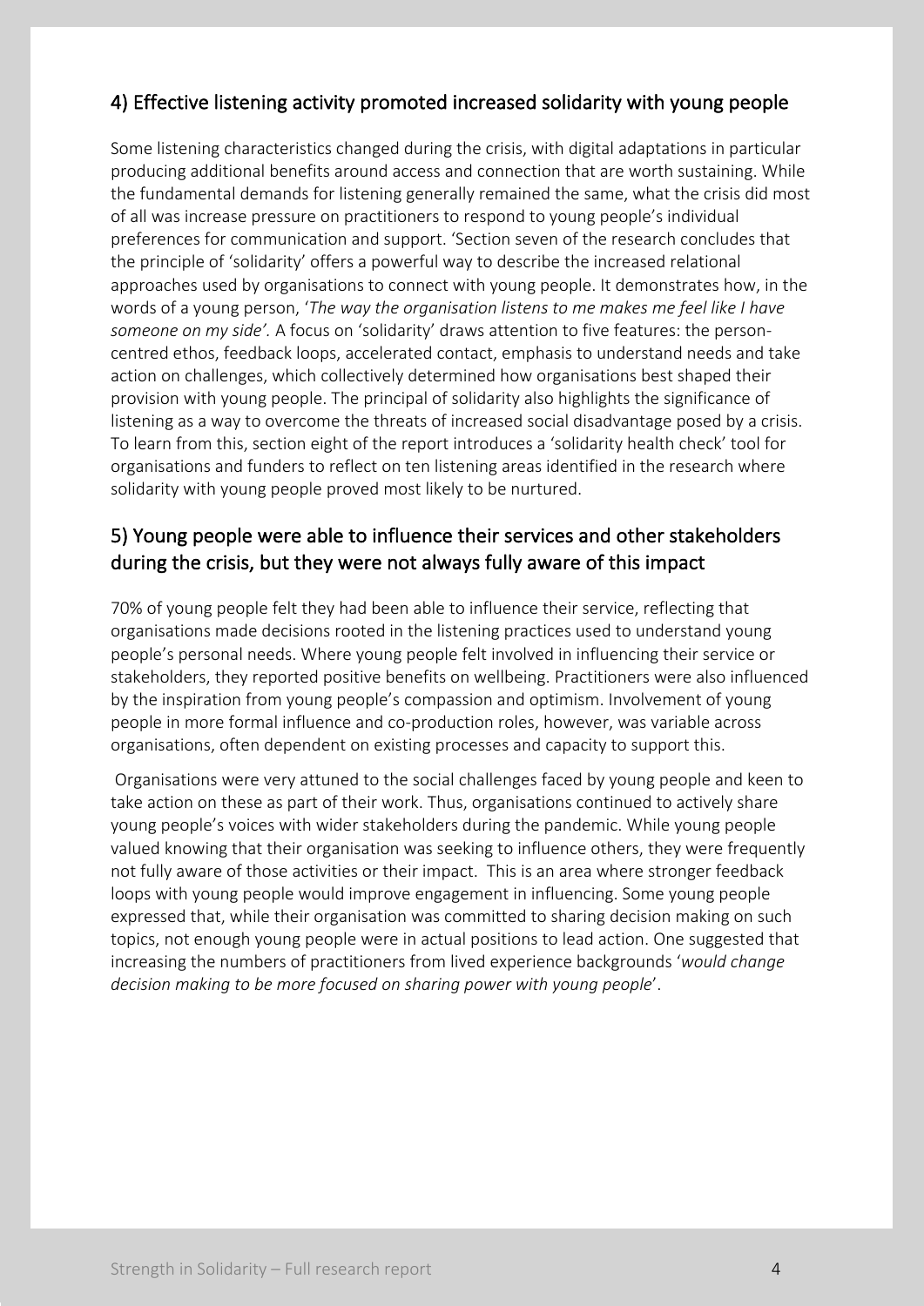## 4) Effective listening activity promoted increased solidarity with young people

Some listening characteristics changed during the crisis, with digital adaptations in particular producing additional benefits around access and connection that are worth sustaining. While the fundamental demands for listening generally remained the same, what the crisis did most of all was increase pressure on practitioners to respond to young people's individual preferences for communication and support. 'Section seven of the research concludes that the principle of 'solidarity' offers a powerful way to describe the increased relational approaches used by organisations to connect with young people. It demonstrates how, in the words of a young person, '*The way the organisation listens to me makes me feel like I have someone on my side'.* A focus on 'solidarity' draws attention to five features: the person-centred ethos, feedback loops, accelerated contact, emphasis to understand needs and take action on challenges, which collectively determined how organisations best shaped their provision with young people. The principal of solidarity also highlights the significance of listening as a way to overcome the threats of increased social disadvantage posed by a crisis. To learn from this, section eight of the report introduces a 'solidarity health check' tool for organisations and funders to reflect on ten listening areas identified in the research where solidarity with young people proved most likely to be nurtured.

## 5) Young people were able to influence their services and other stakeholders during the crisis, but they were not always fully aware of this impact

70% of young people felt they had been able to influence their service, reflecting that organisations made decisions rooted in the listening practices used to understand young people's personal needs. Where young people felt involved in influencing their service or stakeholders, they reported positive benefits on wellbeing. Practitioners were also influenced by the inspiration from young people's compassion and optimism. Involvement of young people in more formal influence and co-production roles, however, was variable across organisations, often dependent on existing processes and capacity to support this.

Organisations were very attuned to the social challenges faced by young people and keen to take action on these as part of their work. Thus, organisations continued to actively share young people's voices with wider stakeholders during the pandemic. While young people valued knowing that their organisation was seeking to influence others, they were frequently not fully aware of those activities or their impact. This is an area where stronger feedback loops with young people would improve engagement in influencing. Some young people expressed that, while their organisation was committed to sharing decision making on such topics, not enough young people were in actual positions to lead action. One suggested that increasing the numbers of practitioners from lived experience backgrounds '*would change decision making to be more focused on sharing power with young people*'.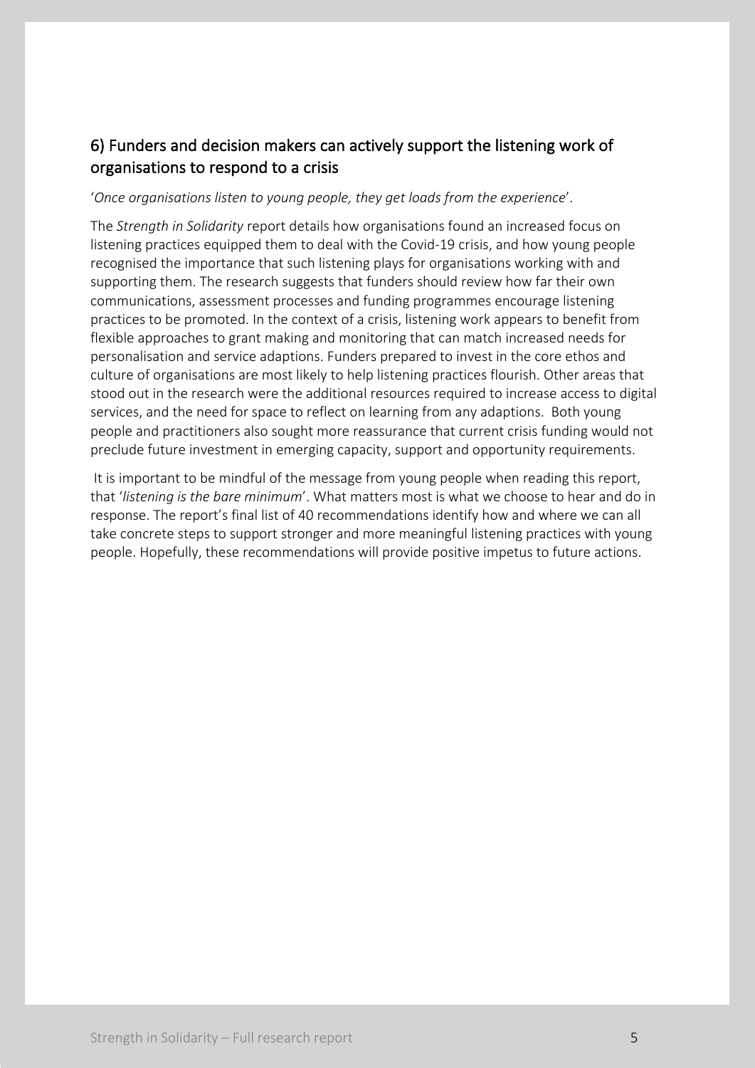## 6) Funders and decision makers can actively support the listening work of organisations to respond to a crisis

'*Once organisations listen to young people, they get loads from the experience*'.

The *Strength in Solidarity* report details how organisations found an increased focus on listening practices equipped them to deal with the Covid-19 crisis, and how young people recognised the importance that such listening plays for organisations working with and supporting them. The research suggests that funders should review how far their own communications, assessment processes and funding programmes encourage listening practices to be promoted. In the context of a crisis, listening work appears to benefit from flexible approaches to grant making and monitoring that can match increased needs for personalisation and service adaptions. Funders prepared to invest in the core ethos and culture of organisations are most likely to help listening practices flourish. Other areas that stood out in the research were the additional resources required to increase access to digital services, and the need for space to reflect on learning from any adaptions. Both young people and practitioners also sought more reassurance that current crisis funding would not preclude future investment in emerging capacity, support and opportunity requirements.

It is important to be mindful of the message from young people when reading this report, that '*listening is the bare minimum*'. What matters most is what we choose to hear and do in response. The report's final list of 40 recommendations identify how and where we can all take concrete steps to support stronger and more meaningful listening practices with young people. Hopefully, these recommendations will provide positive impetus to future actions.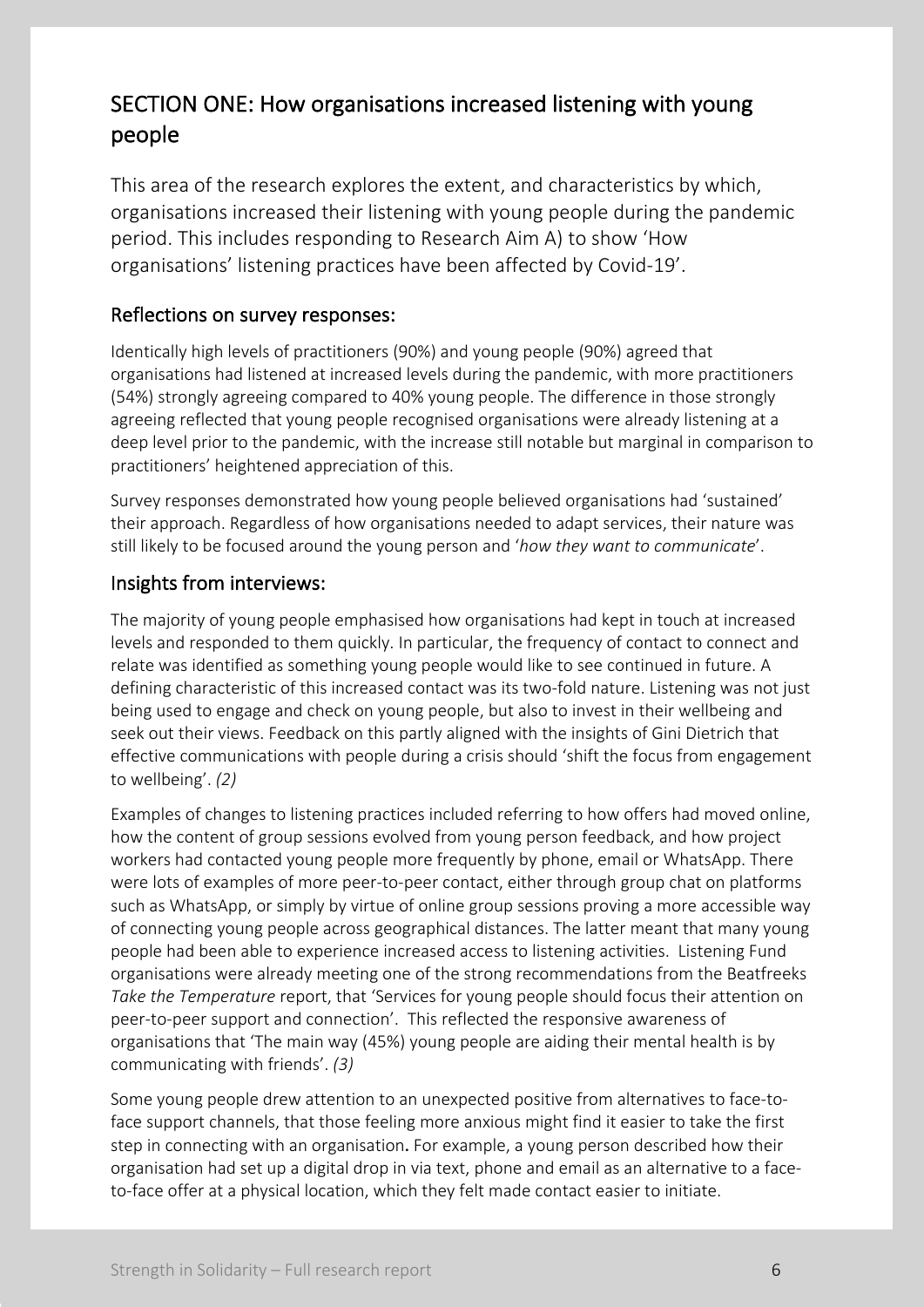## SECTION ONE: How organisations increased listening with young people

This area of the research explores the extent, and characteristics by which, organisations increased their listening with young people during the pandemic period. This includes responding to Research Aim A) to show 'How organisations' listening practices have been affected by Covid-19'.

### Reflections on survey responses:

Identically high levels of practitioners (90%) and young people (90%) agreed that organisations had listened at increased levels during the pandemic, with more practitioners (54%) strongly agreeing compared to 40% young people. The difference in those strongly agreeing reflected that young people recognised organisations were already listening at a deep level prior to the pandemic, with the increase still notable but marginal in comparison to practitioners' heightened appreciation of this.

Survey responses demonstrated how young people believed organisations had 'sustained' their approach. Regardless of how organisations needed to adapt services, their nature was still likely to be focused around the young person and '*how they want to communicate*'.

### Insights from interviews:

The majority of young people emphasised how organisations had kept in touch at increased levels and responded to them quickly. In particular, the frequency of contact to connect and relate was identified as something young people would like to see continued in future. A defining characteristic of this increased contact was its two-fold nature. Listening was not just being used to engage and check on young people, but also to invest in their wellbeing and seek out their views. Feedback on this partly aligned with the insights of Gini Dietrich that effective communications with people during a crisis should 'shift the focus from engagement to wellbeing'. *(2)*

Examples of changes to listening practices included referring to how offers had moved online, how the content of group sessions evolved from young person feedback, and how project workers had contacted young people more frequently by phone, email or WhatsApp. There were lots of examples of more peer-to-peer contact, either through group chat on platforms such as WhatsApp, or simply by virtue of online group sessions proving a more accessible way of connecting young people across geographical distances. The latter meant that many young people had been able to experience increased access to listening activities. Listening Fund organisations were already meeting one of the strong recommendations from the Beatfreeks *Take the Temperature* report, that 'Services for young people should focus their attention on peer-to-peer support and connection'. This reflected the responsive awareness of organisations that 'The main way (45%) young people are aiding their mental health is by communicating with friends'. *(3)*

Some young people drew attention to an unexpected positive from alternatives to face-to-face support channels, that those feeling more anxious might find it easier to take the first step in connecting with an organisation. For example, a young person described how their organisation had set up a digital drop in via text, phone and email as an alternative to a face-to-face offer at a physical location, which they felt made contact easier to initiate.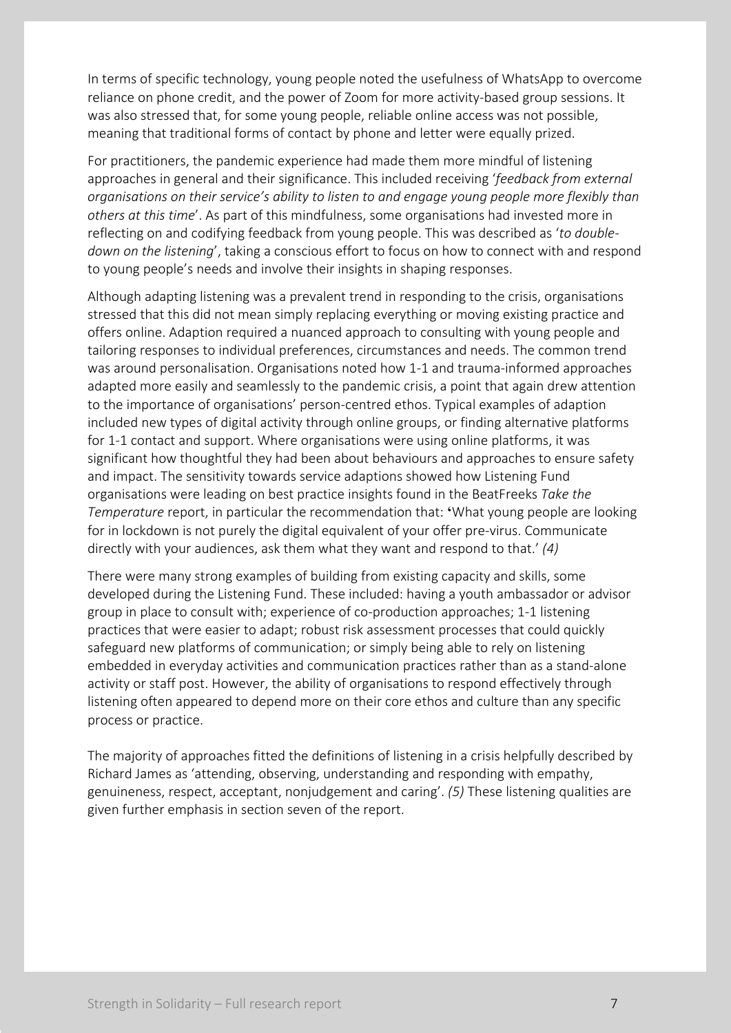In terms of specific technology, young people noted the usefulness of WhatsApp to overcome reliance on phone credit, and the power of Zoom for more activity-based group sessions. It was also stressed that, for some young people, reliable online access was not possible, meaning that traditional forms of contact by phone and letter were equally prized.

For practitioners, the pandemic experience had made them more mindful of listening approaches in general and their significance. This included receiving '*feedback from external organisations on their service's ability to listen to and engage young people more flexibly than others at this time*'. As part of this mindfulness, some organisations had invested more in reflecting on and codifying feedback from young people. This was described as '*to double-down on the listening*', taking a conscious effort to focus on how to connect with and respond to young people's needs and involve their insights in shaping responses.

Although adapting listening was a prevalent trend in responding to the crisis, organisations stressed that this did not mean simply replacing everything or moving existing practice and offers online. Adaption required a nuanced approach to consulting with young people and tailoring responses to individual preferences, circumstances and needs. The common trend was around personalisation. Organisations noted how 1-1 and trauma-informed approaches adapted more easily and seamlessly to the pandemic crisis, a point that again drew attention to the importance of organisations' person-centred ethos. Typical examples of adaption included new types of digital activity through online groups, or finding alternative platforms for 1-1 contact and support. Where organisations were using online platforms, it was significant how thoughtful they had been about behaviours and approaches to ensure safety and impact. The sensitivity towards service adaptions showed how Listening Fund organisations were leading on best practice insights found in the BeatFreeks *Take the Temperature* report, in particular the recommendation that: 'What young people are looking for in lockdown is not purely the digital equivalent of your offer pre-virus. Communicate directly with your audiences, ask them what they want and respond to that.' *(4)*

There were many strong examples of building from existing capacity and skills, some developed during the Listening Fund. These included: having a youth ambassador or advisor group in place to consult with; experience of co-production approaches; 1-1 listening practices that were easier to adapt; robust risk assessment processes that could quickly safeguard new platforms of communication; or simply being able to rely on listening embedded in everyday activities and communication practices rather than as a stand-alone activity or staff post. However, the ability of organisations to respond effectively through listening often appeared to depend more on their core ethos and culture than any specific process or practice.

The majority of approaches fitted the definitions of listening in a crisis helpfully described by Richard James as 'attending, observing, understanding and responding with empathy, genuineness, respect, acceptant, nonjudgement and caring'. *(5)* These listening qualities are given further emphasis in section seven of the report.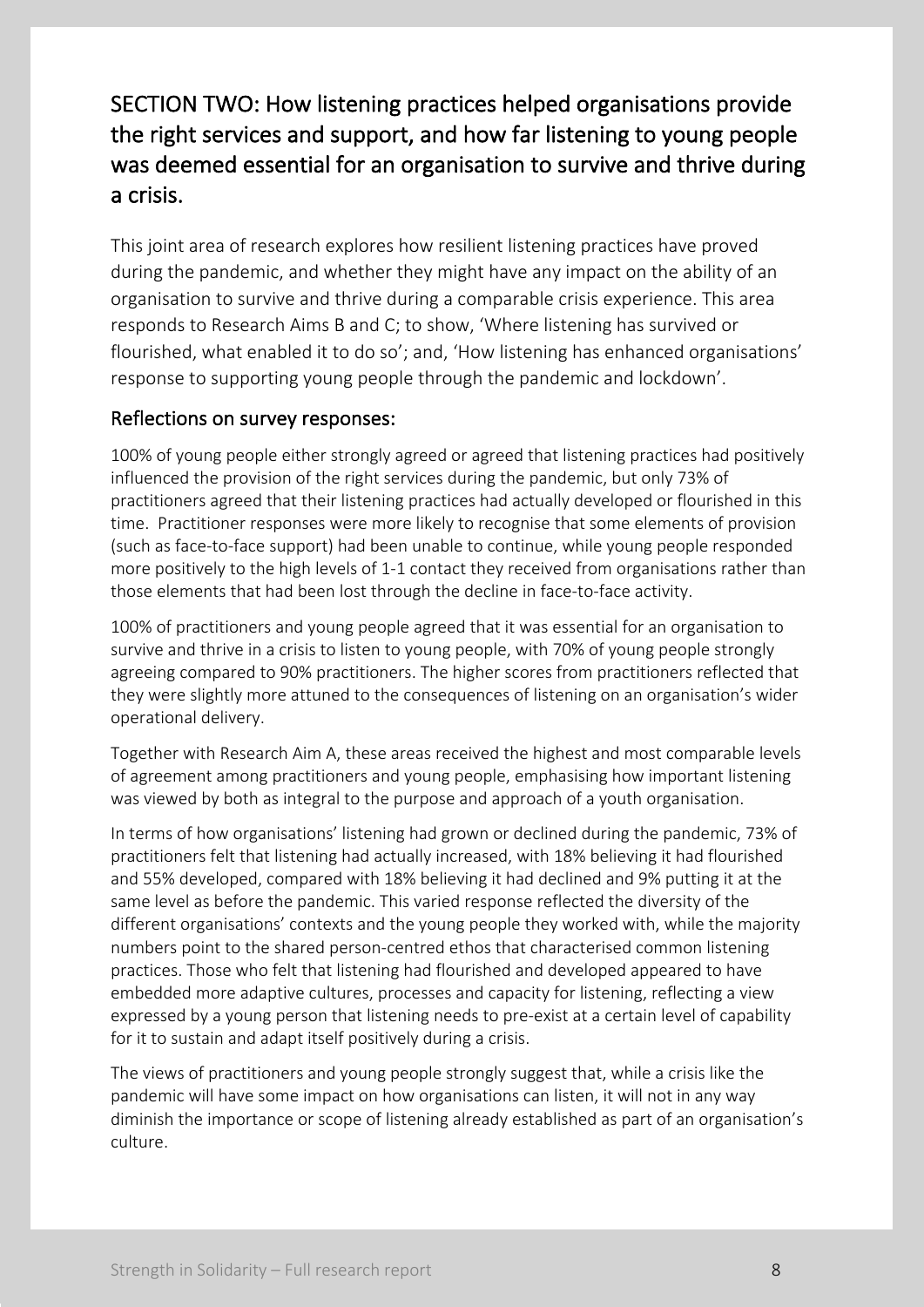## SECTION TWO: How listening practices helped organisations provide the right services and support, and how far listening to young people was deemed essential for an organisation to survive and thrive during a crisis.

This joint area of research explores how resilient listening practices have proved during the pandemic, and whether they might have any impact on the ability of an organisation to survive and thrive during a comparable crisis experience. This area responds to Research Aims B and C; to show, 'Where listening has survived or flourished, what enabled it to do so'; and, 'How listening has enhanced organisations' response to supporting young people through the pandemic and lockdown'.

### Reflections on survey responses:

100% of young people either strongly agreed or agreed that listening practices had positively influenced the provision of the right services during the pandemic, but only 73% of practitioners agreed that their listening practices had actually developed or flourished in this time. Practitioner responses were more likely to recognise that some elements of provision (such as face-to-face support) had been unable to continue, while young people responded more positively to the high levels of 1-1 contact they received from organisations rather than those elements that had been lost through the decline in face-to-face activity.

100% of practitioners and young people agreed that it was essential for an organisation to survive and thrive in a crisis to listen to young people, with 70% of young people strongly agreeing compared to 90% practitioners. The higher scores from practitioners reflected that they were slightly more attuned to the consequences of listening on an organisation's wider operational delivery.

Together with Research Aim A, these areas received the highest and most comparable levels of agreement among practitioners and young people, emphasising how important listening was viewed by both as integral to the purpose and approach of a youth organisation.

In terms of how organisations' listening had grown or declined during the pandemic, 73% of practitioners felt that listening had actually increased, with 18% believing it had flourished and 55% developed, compared with 18% believing it had declined and 9% putting it at the same level as before the pandemic. This varied response reflected the diversity of the different organisations' contexts and the young people they worked with, while the majority numbers point to the shared person-centred ethos that characterised common listening practices. Those who felt that listening had flourished and developed appeared to have embedded more adaptive cultures, processes and capacity for listening, reflecting a view expressed by a young person that listening needs to pre-exist at a certain level of capability for it to sustain and adapt itself positively during a crisis.

The views of practitioners and young people strongly suggest that, while a crisis like the pandemic will have some impact on how organisations can listen, it will not in any way diminish the importance or scope of listening already established as part of an organisation's culture.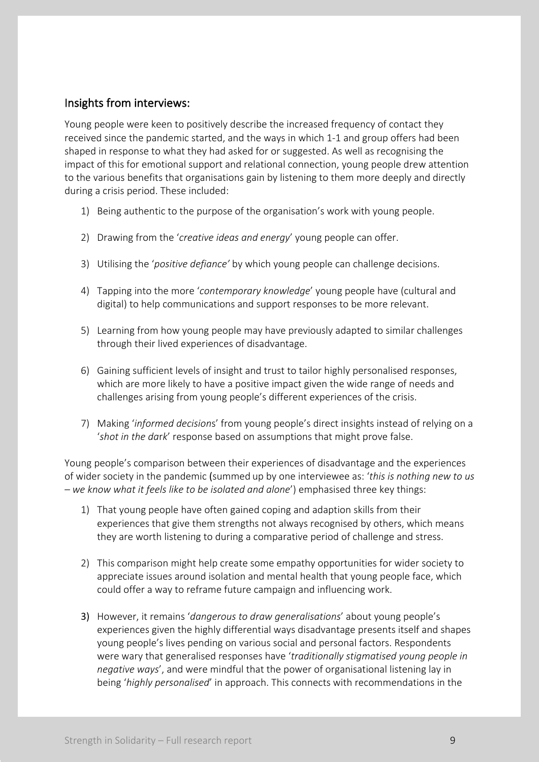## Insights from interviews:

Young people were keen to positively describe the increased frequency of contact they received since the pandemic started, and the ways in which 1-1 and group offers had been shaped in response to what they had asked for or suggested. As well as recognising the impact of this for emotional support and relational connection, young people drew attention to the various benefits that organisations gain by listening to them more deeply and directly during a crisis period. These included:

1) Being authentic to the purpose of the organisation's work with young people.

2) Drawing from the '*creative ideas and energy*' young people can offer.

3) Utilising the '*positive defiance'* by which young people can challenge decisions.

4) Tapping into the more '*contemporary knowledge*' young people have (cultural and digital) to help communications and support responses to be more relevant.

5) Learning from how young people may have previously adapted to similar challenges through their lived experiences of disadvantage.

6) Gaining sufficient levels of insight and trust to tailor highly personalised responses, which are more likely to have a positive impact given the wide range of needs and challenges arising from young people's different experiences of the crisis.

7) Making '*informed decisions*' from young people's direct insights instead of relying on a '*shot in the dark*' response based on assumptions that might prove false.

Young people's comparison between their experiences of disadvantage and the experiences of wider society in the pandemic (summed up by one interviewee as: '*this is nothing new to us – we know what it feels like to be isolated and alone*') emphasised three key things:

1) That young people have often gained coping and adaption skills from their experiences that give them strengths not always recognised by others, which means they are worth listening to during a comparative period of challenge and stress.

2) This comparison might help create some empathy opportunities for wider society to appreciate issues around isolation and mental health that young people face, which could offer a way to reframe future campaign and influencing work.

3) However, it remains '*dangerous to draw generalisations*' about young people's experiences given the highly differential ways disadvantage presents itself and shapes young people's lives pending on various social and personal factors. Respondents were wary that generalised responses have '*traditionally stigmatised young people in negative ways*', and were mindful that the power of organisational listening lay in being '*highly personalised*' in approach. This connects with recommendations in the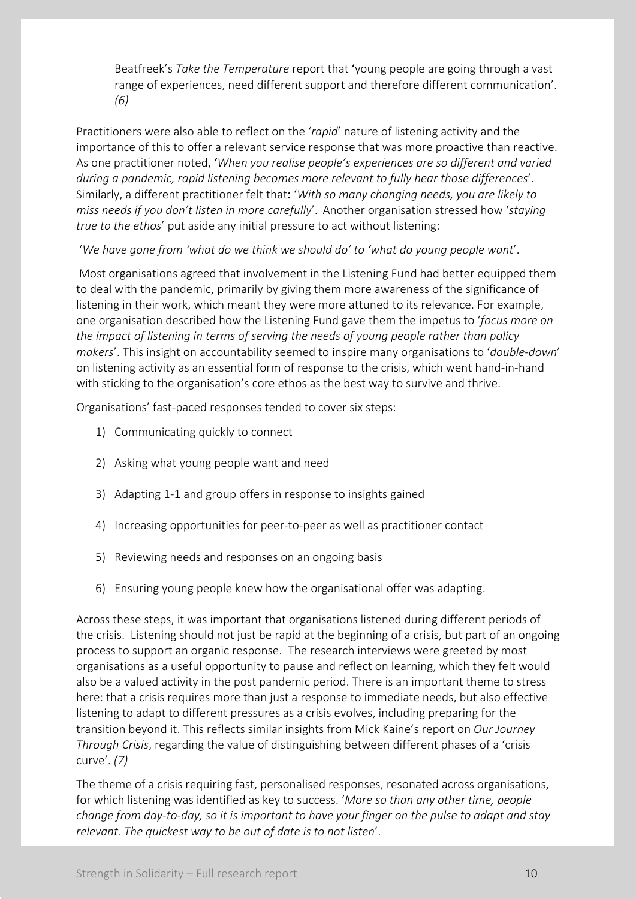Beatfreek's *Take the Temperature* report that 'young people are going through a vast range of experiences, need different support and therefore different communication'. *(6)*

Practitioners were also able to reflect on the '*rapid*' nature of listening activity and the importance of this to offer a relevant service response that was more proactive than reactive. As one practitioner noted, **'***When you realise people's experiences are so different and varied during a pandemic, rapid listening becomes more relevant to fully hear those differences*'. Similarly, a different practitioner felt that**:** '*With so many changing needs, you are likely to miss needs if you don't listen in more carefully*'. Another organisation stressed how '*staying true to the ethos*' put aside any initial pressure to act without listening:

'*We have gone from 'what do we think we should do' to 'what do young people want*'.

Most organisations agreed that involvement in the Listening Fund had better equipped them to deal with the pandemic, primarily by giving them more awareness of the significance of listening in their work, which meant they were more attuned to its relevance. For example, one organisation described how the Listening Fund gave them the impetus to '*focus more on the impact of listening in terms of serving the needs of young people rather than policy makers*'. This insight on accountability seemed to inspire many organisations to '*double-down*' on listening activity as an essential form of response to the crisis, which went hand-in-hand with sticking to the organisation's core ethos as the best way to survive and thrive.

Organisations' fast-paced responses tended to cover six steps:

1) Communicating quickly to connect
2) Asking what young people want and need
3) Adapting 1-1 and group offers in response to insights gained
4) Increasing opportunities for peer-to-peer as well as practitioner contact
5) Reviewing needs and responses on an ongoing basis
6) Ensuring young people knew how the organisational offer was adapting.

Across these steps, it was important that organisations listened during different periods of the crisis. Listening should not just be rapid at the beginning of a crisis, but part of an ongoing process to support an organic response. The research interviews were greeted by most organisations as a useful opportunity to pause and reflect on learning, which they felt would also be a valued activity in the post pandemic period. There is an important theme to stress here: that a crisis requires more than just a response to immediate needs, but also effective listening to adapt to different pressures as a crisis evolves, including preparing for the transition beyond it. This reflects similar insights from Mick Kaine's report on *Our Journey Through Crisis*, regarding the value of distinguishing between different phases of a 'crisis curve'. *(7)*

The theme of a crisis requiring fast, personalised responses, resonated across organisations, for which listening was identified as key to success. '*More so than any other time, people change from day-to-day, so it is important to have your finger on the pulse to adapt and stay relevant. The quickest way to be out of date is to not listen*'.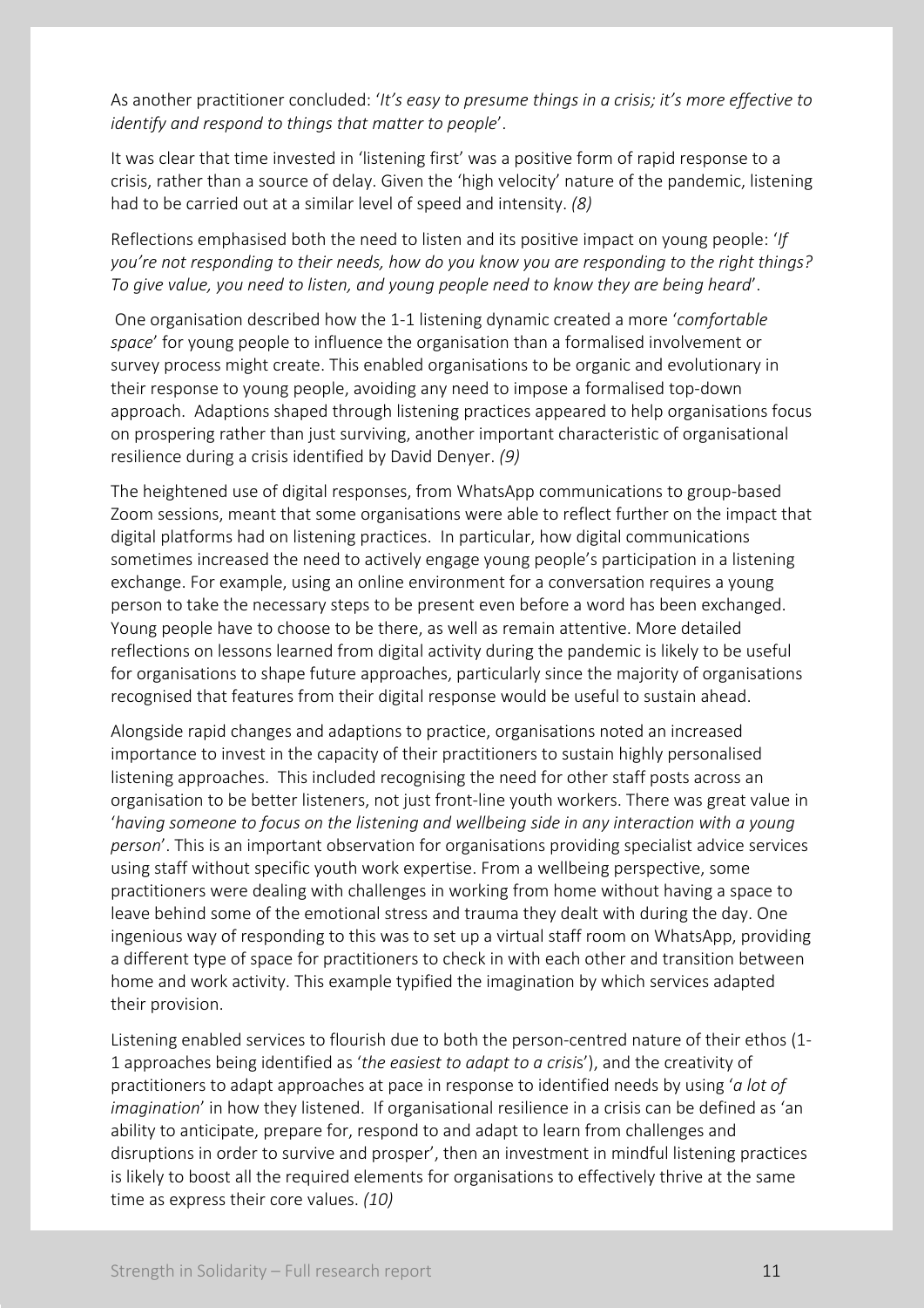As another practitioner concluded: '*It's easy to presume things in a crisis; it's more effective to identify and respond to things that matter to people*'.

It was clear that time invested in 'listening first' was a positive form of rapid response to a crisis, rather than a source of delay. Given the 'high velocity' nature of the pandemic, listening had to be carried out at a similar level of speed and intensity. *(8)*

Reflections emphasised both the need to listen and its positive impact on young people: '*If you're not responding to their needs, how do you know you are responding to the right things? To give value, you need to listen, and young people need to know they are being heard*'.

One organisation described how the 1-1 listening dynamic created a more '*comfortable space*' for young people to influence the organisation than a formalised involvement or survey process might create. This enabled organisations to be organic and evolutionary in their response to young people, avoiding any need to impose a formalised top-down approach. Adaptions shaped through listening practices appeared to help organisations focus on prospering rather than just surviving, another important characteristic of organisational resilience during a crisis identified by David Denyer. *(9)*

The heightened use of digital responses, from WhatsApp communications to group-based Zoom sessions, meant that some organisations were able to reflect further on the impact that digital platforms had on listening practices. In particular, how digital communications sometimes increased the need to actively engage young people's participation in a listening exchange. For example, using an online environment for a conversation requires a young person to take the necessary steps to be present even before a word has been exchanged. Young people have to choose to be there, as well as remain attentive. More detailed reflections on lessons learned from digital activity during the pandemic is likely to be useful for organisations to shape future approaches, particularly since the majority of organisations recognised that features from their digital response would be useful to sustain ahead.

Alongside rapid changes and adaptions to practice, organisations noted an increased importance to invest in the capacity of their practitioners to sustain highly personalised listening approaches. This included recognising the need for other staff posts across an organisation to be better listeners, not just front-line youth workers. There was great value in '*having someone to focus on the listening and wellbeing side in any interaction with a young person*'. This is an important observation for organisations providing specialist advice services using staff without specific youth work expertise. From a wellbeing perspective, some practitioners were dealing with challenges in working from home without having a space to leave behind some of the emotional stress and trauma they dealt with during the day. One ingenious way of responding to this was to set up a virtual staff room on WhatsApp, providing a different type of space for practitioners to check in with each other and transition between home and work activity. This example typified the imagination by which services adapted their provision.

Listening enabled services to flourish due to both the person-centred nature of their ethos (1-1 approaches being identified as '*the easiest to adapt to a crisis*'), and the creativity of practitioners to adapt approaches at pace in response to identified needs by using '*a lot of imagination*' in how they listened. If organisational resilience in a crisis can be defined as 'an ability to anticipate, prepare for, respond to and adapt to learn from challenges and disruptions in order to survive and prosper', then an investment in mindful listening practices is likely to boost all the required elements for organisations to effectively thrive at the same time as express their core values. *(10)*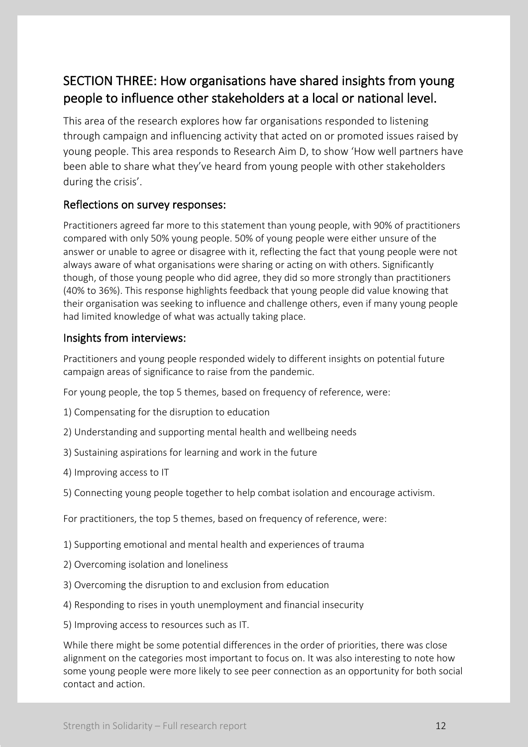## SECTION THREE: How organisations have shared insights from young people to influence other stakeholders at a local or national level.

This area of the research explores how far organisations responded to listening through campaign and influencing activity that acted on or promoted issues raised by young people. This area responds to Research Aim D, to show 'How well partners have been able to share what they've heard from young people with other stakeholders during the crisis'.

### Reflections on survey responses:

Practitioners agreed far more to this statement than young people, with 90% of practitioners compared with only 50% young people. 50% of young people were either unsure of the answer or unable to agree or disagree with it, reflecting the fact that young people were not always aware of what organisations were sharing or acting on with others. Significantly though, of those young people who did agree, they did so more strongly than practitioners (40% to 36%). This response highlights feedback that young people did value knowing that their organisation was seeking to influence and challenge others, even if many young people had limited knowledge of what was actually taking place.

### Insights from interviews:

Practitioners and young people responded widely to different insights on potential future campaign areas of significance to raise from the pandemic.

For young people, the top 5 themes, based on frequency of reference, were:

1) Compensating for the disruption to education

2) Understanding and supporting mental health and wellbeing needs

3) Sustaining aspirations for learning and work in the future

4) Improving access to IT

5) Connecting young people together to help combat isolation and encourage activism.

For practitioners, the top 5 themes, based on frequency of reference, were:

1) Supporting emotional and mental health and experiences of trauma

2) Overcoming isolation and loneliness

3) Overcoming the disruption to and exclusion from education

4) Responding to rises in youth unemployment and financial insecurity

5) Improving access to resources such as IT.

While there might be some potential differences in the order of priorities, there was close alignment on the categories most important to focus on. It was also interesting to note how some young people were more likely to see peer connection as an opportunity for both social contact and action.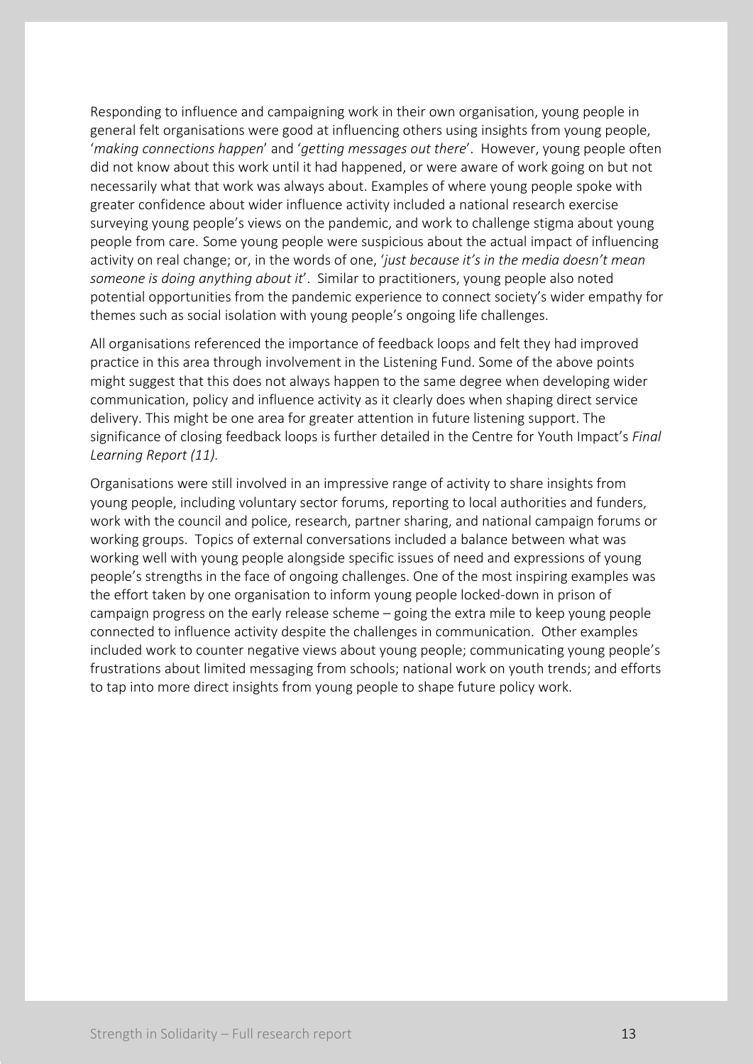Responding to influence and campaigning work in their own organisation, young people in general felt organisations were good at influencing others using insights from young people, '*making connections happen*' and '*getting messages out there*'. However, young people often did not know about this work until it had happened, or were aware of work going on but not necessarily what that work was always about. Examples of where young people spoke with greater confidence about wider influence activity included a national research exercise surveying young people's views on the pandemic, and work to challenge stigma about young people from care. Some young people were suspicious about the actual impact of influencing activity on real change; or, in the words of one, '*just because it's in the media doesn't mean someone is doing anything about it*'. Similar to practitioners, young people also noted potential opportunities from the pandemic experience to connect society's wider empathy for themes such as social isolation with young people's ongoing life challenges.

All organisations referenced the importance of feedback loops and felt they had improved practice in this area through involvement in the Listening Fund. Some of the above points might suggest that this does not always happen to the same degree when developing wider communication, policy and influence activity as it clearly does when shaping direct service delivery. This might be one area for greater attention in future listening support. The significance of closing feedback loops is further detailed in the Centre for Youth Impact's *Final Learning Report (11).*

Organisations were still involved in an impressive range of activity to share insights from young people, including voluntary sector forums, reporting to local authorities and funders, work with the council and police, research, partner sharing, and national campaign forums or working groups. Topics of external conversations included a balance between what was working well with young people alongside specific issues of need and expressions of young people's strengths in the face of ongoing challenges. One of the most inspiring examples was the effort taken by one organisation to inform young people locked-down in prison of campaign progress on the early release scheme – going the extra mile to keep young people connected to influence activity despite the challenges in communication. Other examples included work to counter negative views about young people; communicating young people's frustrations about limited messaging from schools; national work on youth trends; and efforts to tap into more direct insights from young people to shape future policy work.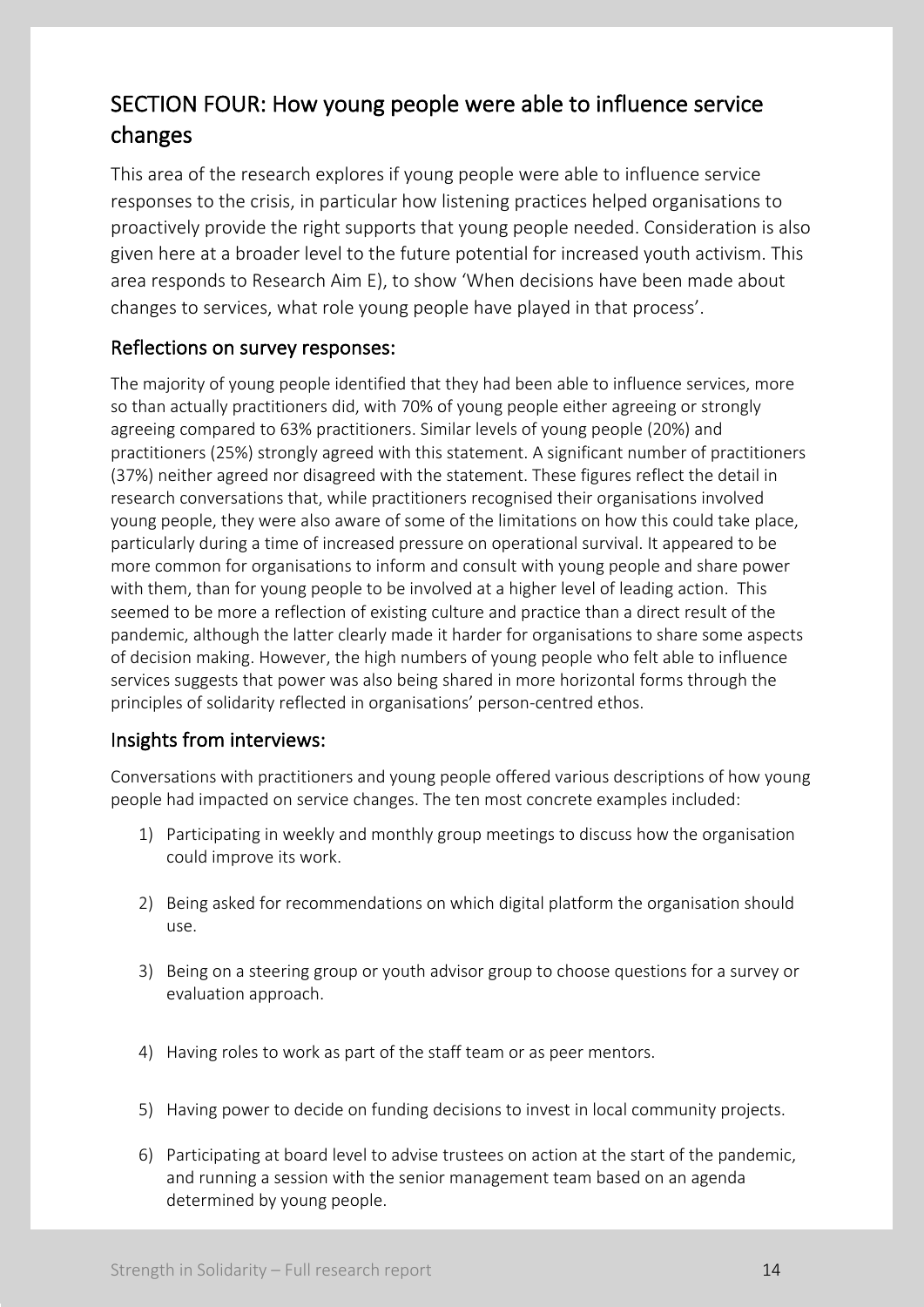## SECTION FOUR: How young people were able to influence service changes

This area of the research explores if young people were able to influence service responses to the crisis, in particular how listening practices helped organisations to proactively provide the right supports that young people needed. Consideration is also given here at a broader level to the future potential for increased youth activism. This area responds to Research Aim E), to show 'When decisions have been made about changes to services, what role young people have played in that process'.

### Reflections on survey responses:

The majority of young people identified that they had been able to influence services, more so than actually practitioners did, with 70% of young people either agreeing or strongly agreeing compared to 63% practitioners. Similar levels of young people (20%) and practitioners (25%) strongly agreed with this statement. A significant number of practitioners (37%) neither agreed nor disagreed with the statement. These figures reflect the detail in research conversations that, while practitioners recognised their organisations involved young people, they were also aware of some of the limitations on how this could take place, particularly during a time of increased pressure on operational survival. It appeared to be more common for organisations to inform and consult with young people and share power with them, than for young people to be involved at a higher level of leading action. This seemed to be more a reflection of existing culture and practice than a direct result of the pandemic, although the latter clearly made it harder for organisations to share some aspects of decision making. However, the high numbers of young people who felt able to influence services suggests that power was also being shared in more horizontal forms through the principles of solidarity reflected in organisations' person-centred ethos.

### Insights from interviews:

Conversations with practitioners and young people offered various descriptions of how young people had impacted on service changes. The ten most concrete examples included:

1) Participating in weekly and monthly group meetings to discuss how the organisation could improve its work.

2) Being asked for recommendations on which digital platform the organisation should use.

3) Being on a steering group or youth advisor group to choose questions for a survey or evaluation approach.

4) Having roles to work as part of the staff team or as peer mentors.

5) Having power to decide on funding decisions to invest in local community projects.

6) Participating at board level to advise trustees on action at the start of the pandemic, and running a session with the senior management team based on an agenda determined by young people.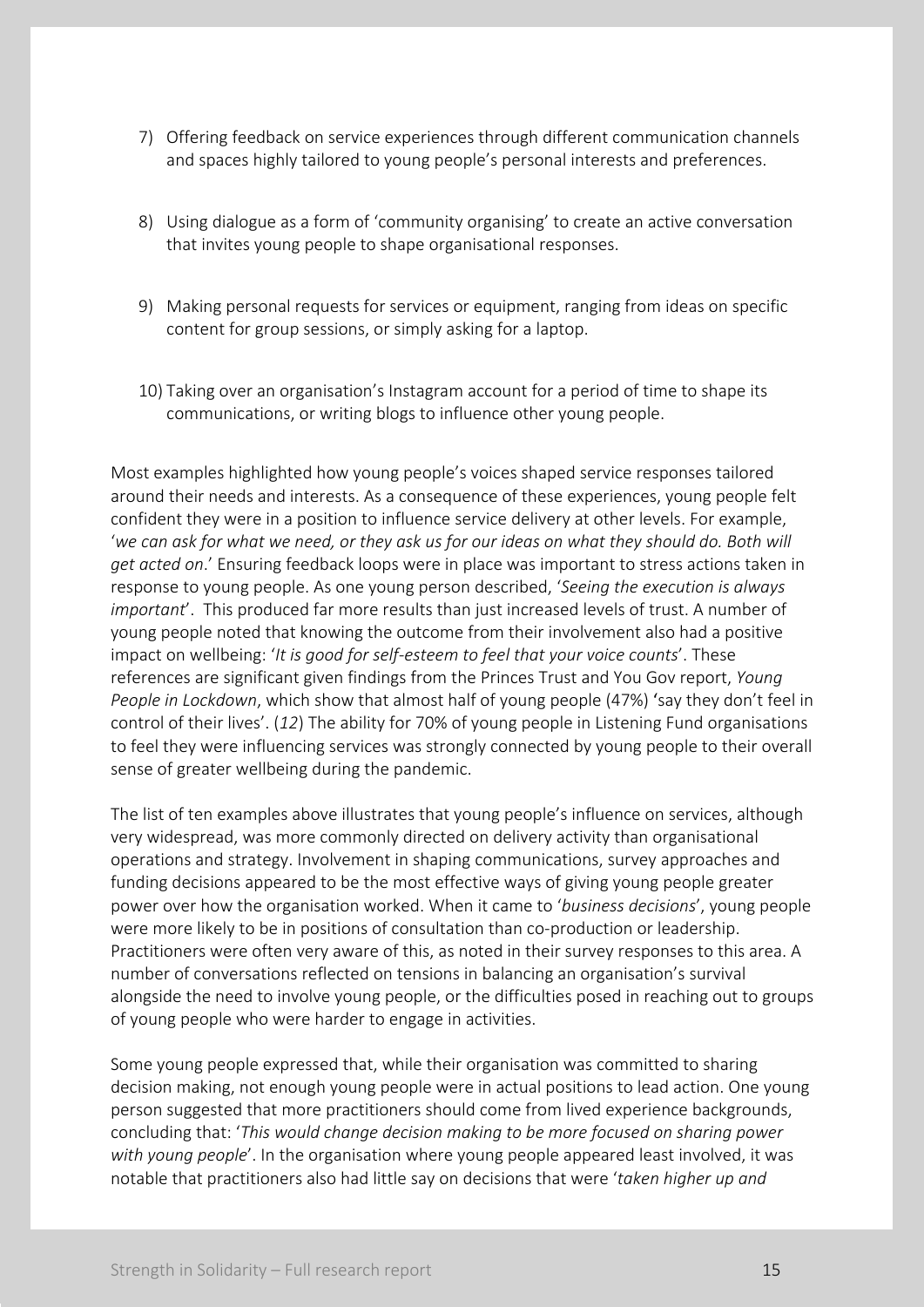7) Offering feedback on service experiences through different communication channels and spaces highly tailored to young people's personal interests and preferences.

8) Using dialogue as a form of 'community organising' to create an active conversation that invites young people to shape organisational responses.

9) Making personal requests for services or equipment, ranging from ideas on specific content for group sessions, or simply asking for a laptop.

10) Taking over an organisation's Instagram account for a period of time to shape its communications, or writing blogs to influence other young people.

Most examples highlighted how young people's voices shaped service responses tailored around their needs and interests. As a consequence of these experiences, young people felt confident they were in a position to influence service delivery at other levels. For example, '*we can ask for what we need, or they ask us for our ideas on what they should do. Both will get acted on*.' Ensuring feedback loops were in place was important to stress actions taken in response to young people. As one young person described, '*Seeing the execution is always important*'. This produced far more results than just increased levels of trust. A number of young people noted that knowing the outcome from their involvement also had a positive impact on wellbeing: '*It is good for self-esteem to feel that your voice counts*'. These references are significant given findings from the Princes Trust and You Gov report, *Young People in Lockdown*, which show that almost half of young people (47%) 'say they don't feel in control of their lives'. (*12*) The ability for 70% of young people in Listening Fund organisations to feel they were influencing services was strongly connected by young people to their overall sense of greater wellbeing during the pandemic.

The list of ten examples above illustrates that young people's influence on services, although very widespread, was more commonly directed on delivery activity than organisational operations and strategy. Involvement in shaping communications, survey approaches and funding decisions appeared to be the most effective ways of giving young people greater power over how the organisation worked. When it came to '*business decisions*', young people were more likely to be in positions of consultation than co-production or leadership. Practitioners were often very aware of this, as noted in their survey responses to this area. A number of conversations reflected on tensions in balancing an organisation's survival alongside the need to involve young people, or the difficulties posed in reaching out to groups of young people who were harder to engage in activities.

Some young people expressed that, while their organisation was committed to sharing decision making, not enough young people were in actual positions to lead action. One young person suggested that more practitioners should come from lived experience backgrounds, concluding that: '*This would change decision making to be more focused on sharing power with young people*'. In the organisation where young people appeared least involved, it was notable that practitioners also had little say on decisions that were '*taken higher up and*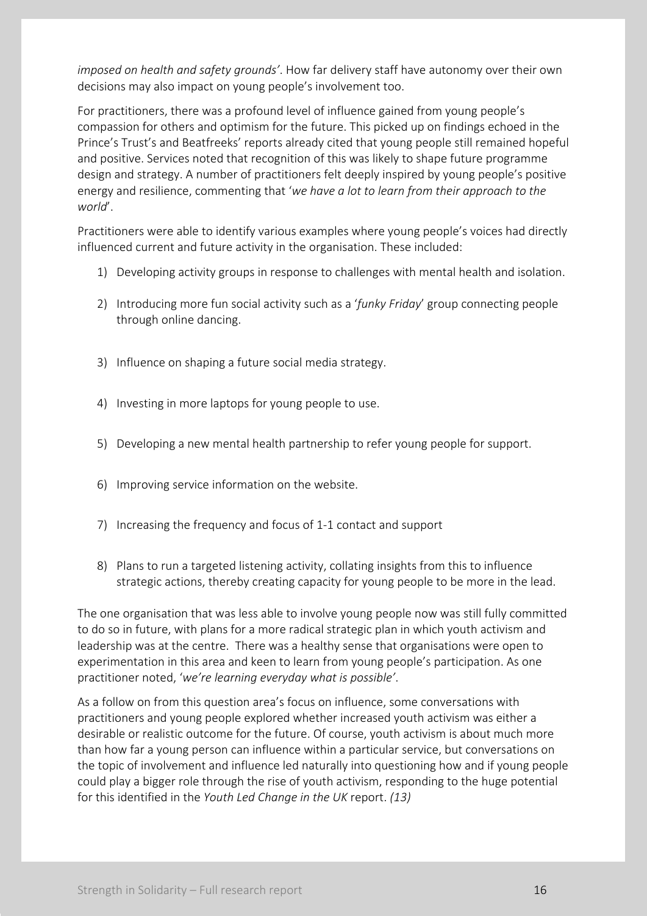*imposed on health and safety grounds'*. How far delivery staff have autonomy over their own decisions may also impact on young people's involvement too.

For practitioners, there was a profound level of influence gained from young people's compassion for others and optimism for the future. This picked up on findings echoed in the Prince's Trust's and Beatfreeks' reports already cited that young people still remained hopeful and positive. Services noted that recognition of this was likely to shape future programme design and strategy. A number of practitioners felt deeply inspired by young people's positive energy and resilience, commenting that '*we have a lot to learn from their approach to the world*'.

Practitioners were able to identify various examples where young people's voices had directly influenced current and future activity in the organisation. These included:

1) Developing activity groups in response to challenges with mental health and isolation.
2) Introducing more fun social activity such as a '*funky Friday*' group connecting people through online dancing.
3) Influence on shaping a future social media strategy.
4) Investing in more laptops for young people to use.
5) Developing a new mental health partnership to refer young people for support.
6) Improving service information on the website.
7) Increasing the frequency and focus of 1-1 contact and support
8) Plans to run a targeted listening activity, collating insights from this to influence strategic actions, thereby creating capacity for young people to be more in the lead.

The one organisation that was less able to involve young people now was still fully committed to do so in future, with plans for a more radical strategic plan in which youth activism and leadership was at the centre. There was a healthy sense that organisations were open to experimentation in this area and keen to learn from young people's participation. As one practitioner noted, '*we're learning everyday what is possible'*.

As a follow on from this question area's focus on influence, some conversations with practitioners and young people explored whether increased youth activism was either a desirable or realistic outcome for the future. Of course, youth activism is about much more than how far a young person can influence within a particular service, but conversations on the topic of involvement and influence led naturally into questioning how and if young people could play a bigger role through the rise of youth activism, responding to the huge potential for this identified in the *Youth Led Change in the UK* report. *(13)*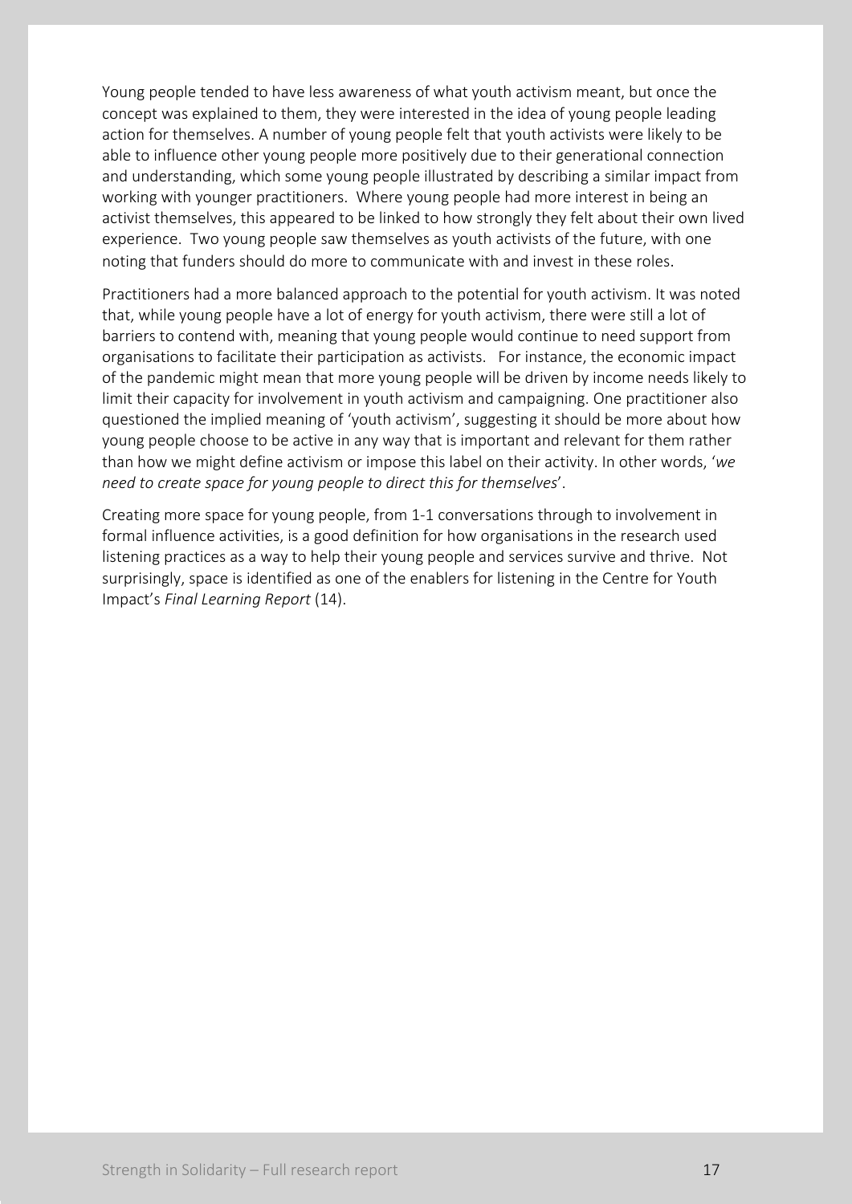Young people tended to have less awareness of what youth activism meant, but once the concept was explained to them, they were interested in the idea of young people leading action for themselves. A number of young people felt that youth activists were likely to be able to influence other young people more positively due to their generational connection and understanding, which some young people illustrated by describing a similar impact from working with younger practitioners. Where young people had more interest in being an activist themselves, this appeared to be linked to how strongly they felt about their own lived experience. Two young people saw themselves as youth activists of the future, with one noting that funders should do more to communicate with and invest in these roles.

Practitioners had a more balanced approach to the potential for youth activism. It was noted that, while young people have a lot of energy for youth activism, there were still a lot of barriers to contend with, meaning that young people would continue to need support from organisations to facilitate their participation as activists. For instance, the economic impact of the pandemic might mean that more young people will be driven by income needs likely to limit their capacity for involvement in youth activism and campaigning. One practitioner also questioned the implied meaning of 'youth activism', suggesting it should be more about how young people choose to be active in any way that is important and relevant for them rather than how we might define activism or impose this label on their activity. In other words, '*we need to create space for young people to direct this for themselves*'.

Creating more space for young people, from 1-1 conversations through to involvement in formal influence activities, is a good definition for how organisations in the research used listening practices as a way to help their young people and services survive and thrive. Not surprisingly, space is identified as one of the enablers for listening in the Centre for Youth Impact's *Final Learning Report* (14).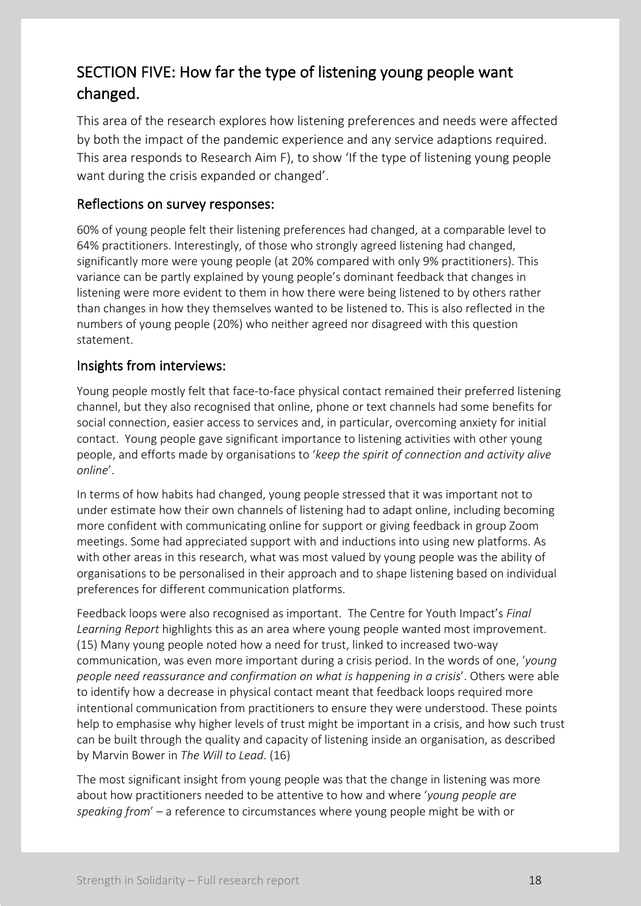## SECTION FIVE: How far the type of listening young people want changed.

This area of the research explores how listening preferences and needs were affected by both the impact of the pandemic experience and any service adaptions required. This area responds to Research Aim F), to show 'If the type of listening young people want during the crisis expanded or changed'.

### Reflections on survey responses:

60% of young people felt their listening preferences had changed, at a comparable level to 64% practitioners. Interestingly, of those who strongly agreed listening had changed, significantly more were young people (at 20% compared with only 9% practitioners). This variance can be partly explained by young people's dominant feedback that changes in listening were more evident to them in how there were being listened to by others rather than changes in how they themselves wanted to be listened to. This is also reflected in the numbers of young people (20%) who neither agreed nor disagreed with this question statement.

### Insights from interviews:

Young people mostly felt that face-to-face physical contact remained their preferred listening channel, but they also recognised that online, phone or text channels had some benefits for social connection, easier access to services and, in particular, overcoming anxiety for initial contact. Young people gave significant importance to listening activities with other young people, and efforts made by organisations to '*keep the spirit of connection and activity alive online*'.

In terms of how habits had changed, young people stressed that it was important not to under estimate how their own channels of listening had to adapt online, including becoming more confident with communicating online for support or giving feedback in group Zoom meetings. Some had appreciated support with and inductions into using new platforms. As with other areas in this research, what was most valued by young people was the ability of organisations to be personalised in their approach and to shape listening based on individual preferences for different communication platforms.

Feedback loops were also recognised as important. The Centre for Youth Impact's *Final Learning Report* highlights this as an area where young people wanted most improvement. (15) Many young people noted how a need for trust, linked to increased two-way communication, was even more important during a crisis period. In the words of one, '*young people need reassurance and confirmation on what is happening in a crisis*'. Others were able to identify how a decrease in physical contact meant that feedback loops required more intentional communication from practitioners to ensure they were understood. These points help to emphasise why higher levels of trust might be important in a crisis, and how such trust can be built through the quality and capacity of listening inside an organisation, as described by Marvin Bower in *The Will to Lead*. (16)

The most significant insight from young people was that the change in listening was more about how practitioners needed to be attentive to how and where '*young people are speaking from*' – a reference to circumstances where young people might be with or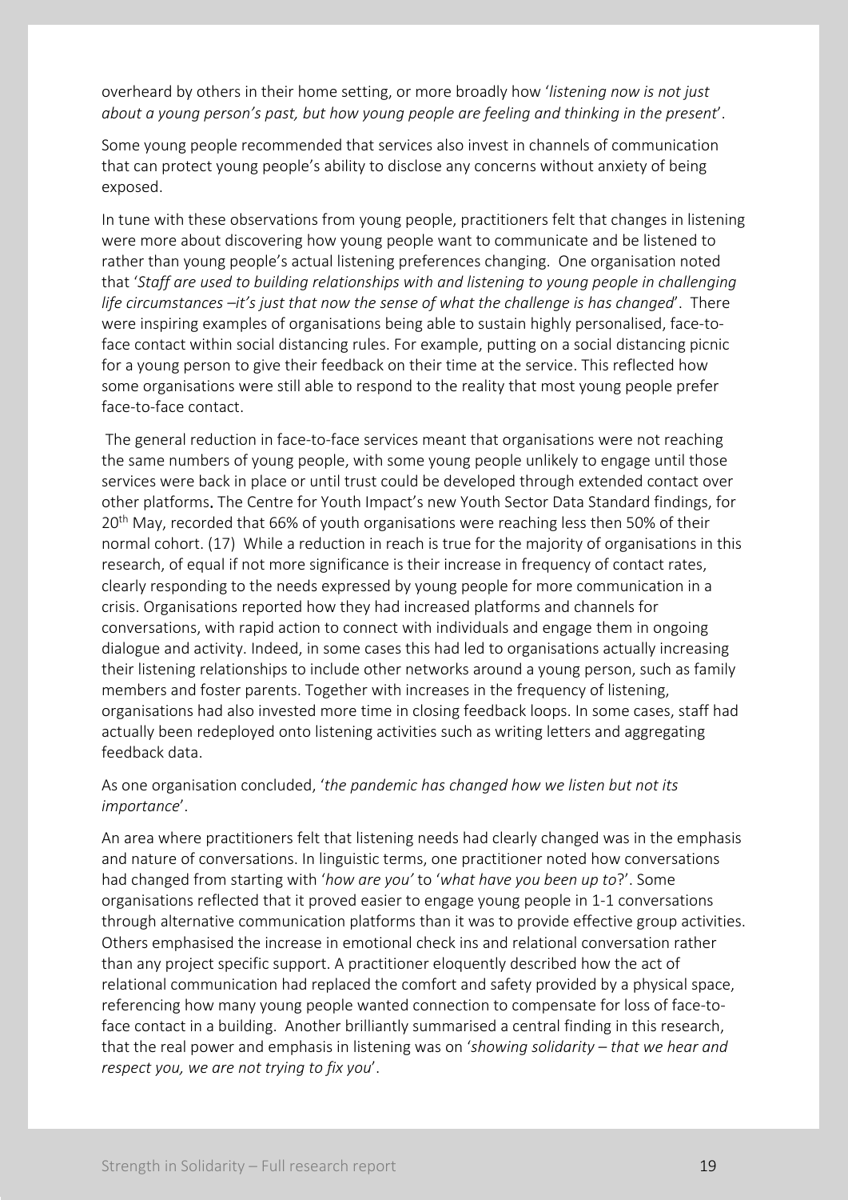overheard by others in their home setting, or more broadly how '*listening now is not just about a young person's past, but how young people are feeling and thinking in the present*'.

Some young people recommended that services also invest in channels of communication that can protect young people's ability to disclose any concerns without anxiety of being exposed.

In tune with these observations from young people, practitioners felt that changes in listening were more about discovering how young people want to communicate and be listened to rather than young people's actual listening preferences changing. One organisation noted that '*Staff are used to building relationships with and listening to young people in challenging life circumstances –it's just that now the sense of what the challenge is has changed*'. There were inspiring examples of organisations being able to sustain highly personalised, face-to-face contact within social distancing rules. For example, putting on a social distancing picnic for a young person to give their feedback on their time at the service. This reflected how some organisations were still able to respond to the reality that most young people prefer face-to-face contact.

The general reduction in face-to-face services meant that organisations were not reaching the same numbers of young people, with some young people unlikely to engage until those services were back in place or until trust could be developed through extended contact over other platforms. The Centre for Youth Impact's new Youth Sector Data Standard findings, for 20th May, recorded that 66% of youth organisations were reaching less then 50% of their normal cohort. (17) While a reduction in reach is true for the majority of organisations in this research, of equal if not more significance is their increase in frequency of contact rates, clearly responding to the needs expressed by young people for more communication in a crisis. Organisations reported how they had increased platforms and channels for conversations, with rapid action to connect with individuals and engage them in ongoing dialogue and activity. Indeed, in some cases this had led to organisations actually increasing their listening relationships to include other networks around a young person, such as family members and foster parents. Together with increases in the frequency of listening, organisations had also invested more time in closing feedback loops. In some cases, staff had actually been redeployed onto listening activities such as writing letters and aggregating feedback data.

As one organisation concluded, '*the pandemic has changed how we listen but not its importance*'.

An area where practitioners felt that listening needs had clearly changed was in the emphasis and nature of conversations. In linguistic terms, one practitioner noted how conversations had changed from starting with '*how are you'* to '*what have you been up to*?'. Some organisations reflected that it proved easier to engage young people in 1-1 conversations through alternative communication platforms than it was to provide effective group activities. Others emphasised the increase in emotional check ins and relational conversation rather than any project specific support. A practitioner eloquently described how the act of relational communication had replaced the comfort and safety provided by a physical space, referencing how many young people wanted connection to compensate for loss of face-to-face contact in a building. Another brilliantly summarised a central finding in this research, that the real power and emphasis in listening was on '*showing solidarity – that we hear and respect you, we are not trying to fix you*'.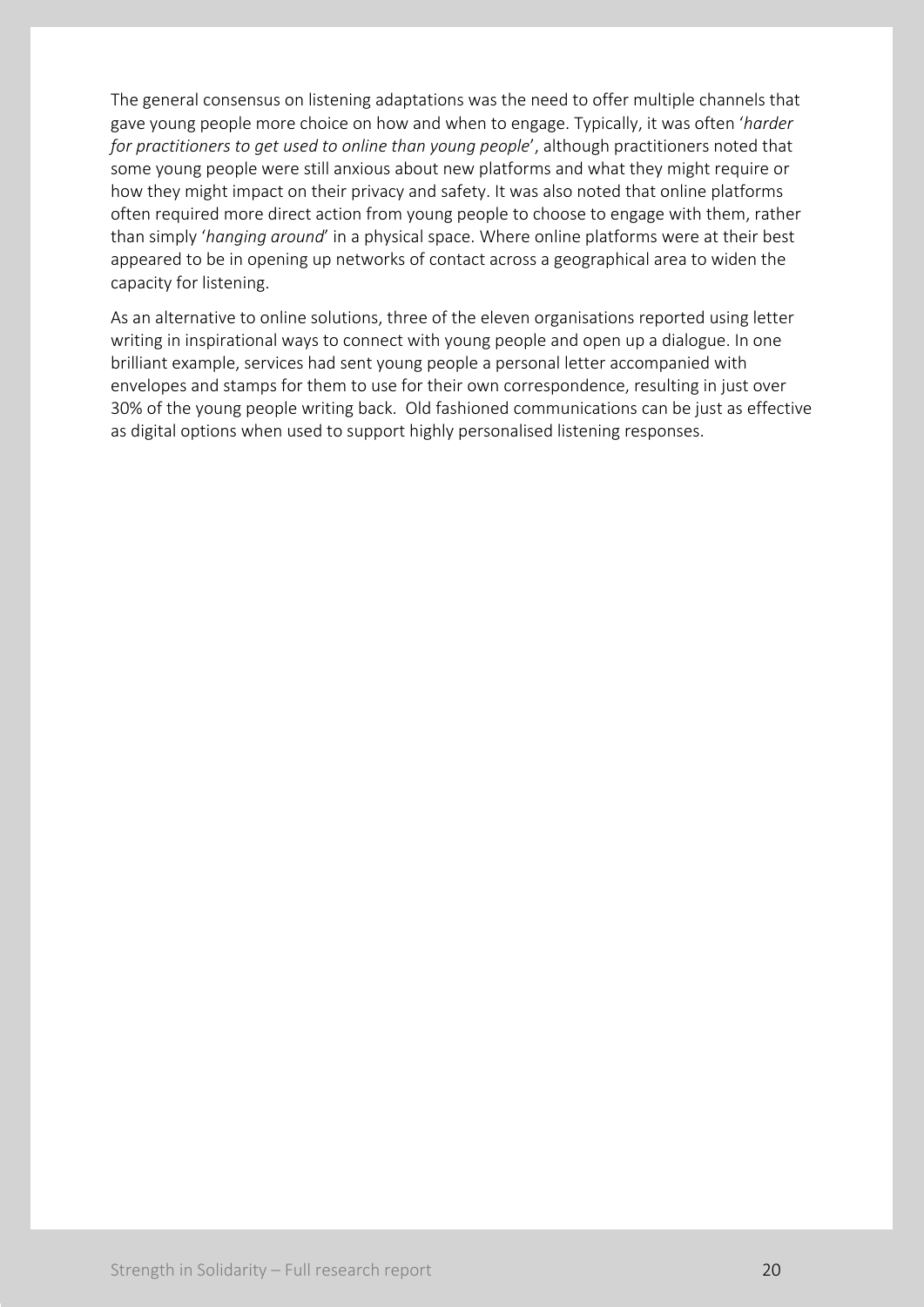The general consensus on listening adaptations was the need to offer multiple channels that gave young people more choice on how and when to engage. Typically, it was often '*harder for practitioners to get used to online than young people*', although practitioners noted that some young people were still anxious about new platforms and what they might require or how they might impact on their privacy and safety. It was also noted that online platforms often required more direct action from young people to choose to engage with them, rather than simply '*hanging around*' in a physical space. Where online platforms were at their best appeared to be in opening up networks of contact across a geographical area to widen the capacity for listening.

As an alternative to online solutions, three of the eleven organisations reported using letter writing in inspirational ways to connect with young people and open up a dialogue. In one brilliant example, services had sent young people a personal letter accompanied with envelopes and stamps for them to use for their own correspondence, resulting in just over 30% of the young people writing back. Old fashioned communications can be just as effective as digital options when used to support highly personalised listening responses.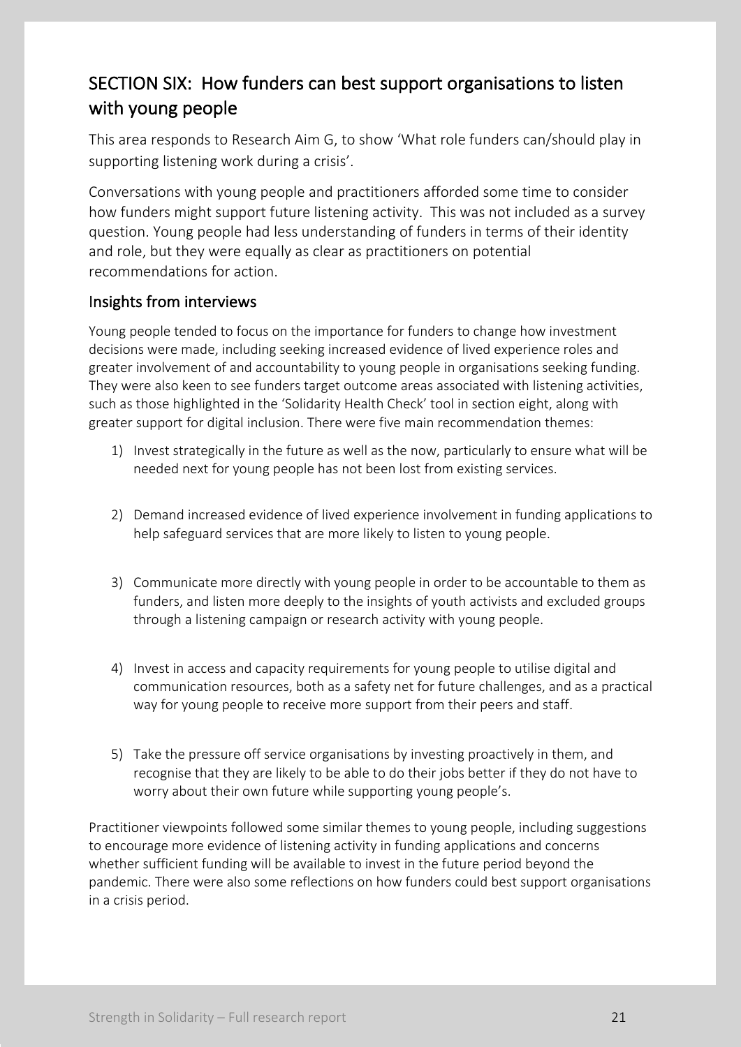## SECTION SIX: How funders can best support organisations to listen with young people

This area responds to Research Aim G, to show 'What role funders can/should play in supporting listening work during a crisis'.

Conversations with young people and practitioners afforded some time to consider how funders might support future listening activity. This was not included as a survey question. Young people had less understanding of funders in terms of their identity and role, but they were equally as clear as practitioners on potential recommendations for action.

### Insights from interviews

Young people tended to focus on the importance for funders to change how investment decisions were made, including seeking increased evidence of lived experience roles and greater involvement of and accountability to young people in organisations seeking funding. They were also keen to see funders target outcome areas associated with listening activities, such as those highlighted in the 'Solidarity Health Check' tool in section eight, along with greater support for digital inclusion. There were five main recommendation themes:

1) Invest strategically in the future as well as the now, particularly to ensure what will be needed next for young people has not been lost from existing services.

2) Demand increased evidence of lived experience involvement in funding applications to help safeguard services that are more likely to listen to young people.

3) Communicate more directly with young people in order to be accountable to them as funders, and listen more deeply to the insights of youth activists and excluded groups through a listening campaign or research activity with young people.

4) Invest in access and capacity requirements for young people to utilise digital and communication resources, both as a safety net for future challenges, and as a practical way for young people to receive more support from their peers and staff.

5) Take the pressure off service organisations by investing proactively in them, and recognise that they are likely to be able to do their jobs better if they do not have to worry about their own future while supporting young people's.

Practitioner viewpoints followed some similar themes to young people, including suggestions to encourage more evidence of listening activity in funding applications and concerns whether sufficient funding will be available to invest in the future period beyond the pandemic. There were also some reflections on how funders could best support organisations in a crisis period.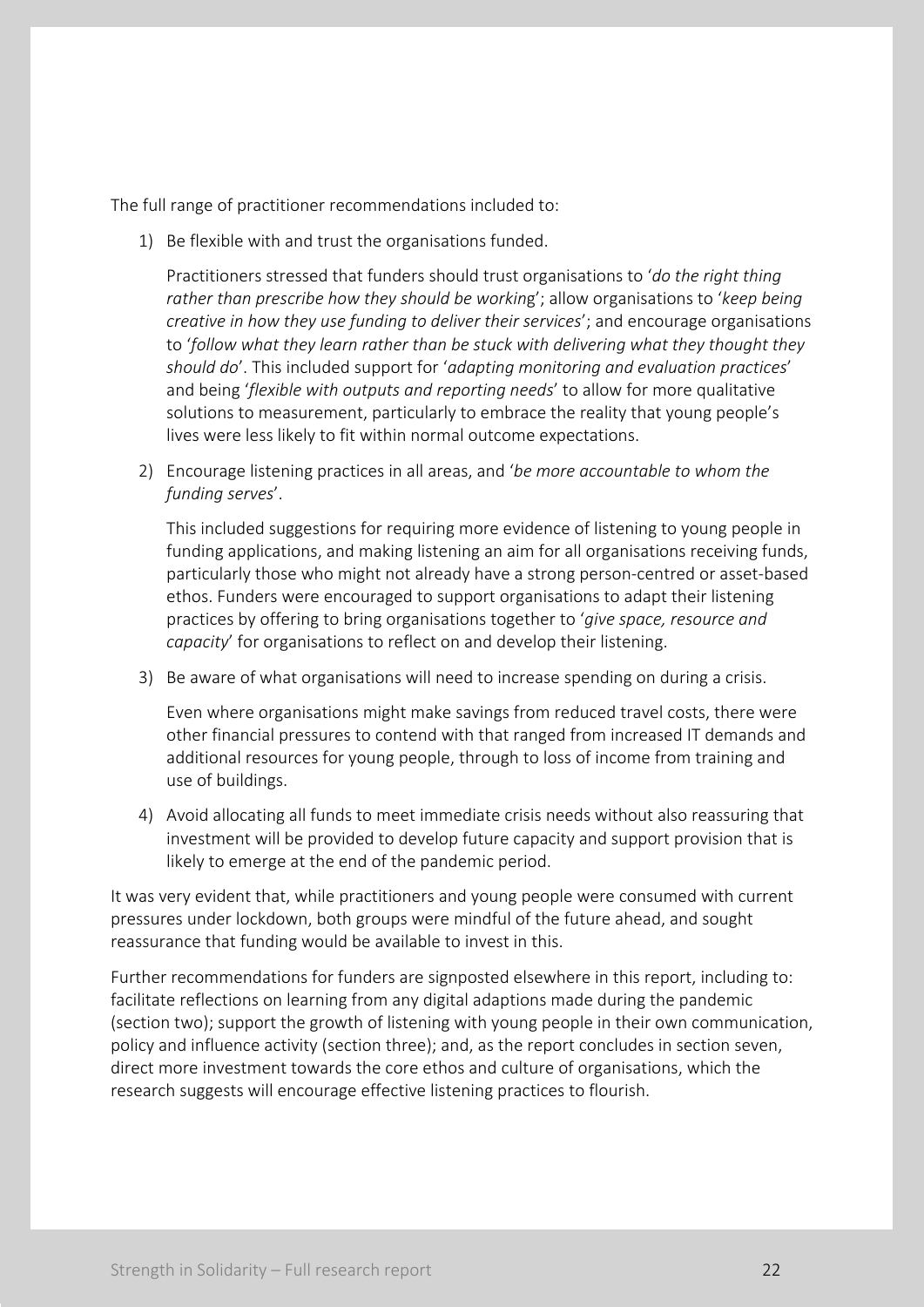The full range of practitioner recommendations included to:

1) Be flexible with and trust the organisations funded.

   Practitioners stressed that funders should trust organisations to '*do the right thing rather than prescribe how they should be working*'; allow organisations to '*keep being creative in how they use funding to deliver their services*'; and encourage organisations to '*follow what they learn rather than be stuck with delivering what they thought they should do*'. This included support for '*adapting monitoring and evaluation practices*' and being '*flexible with outputs and reporting needs*' to allow for more qualitative solutions to measurement, particularly to embrace the reality that young people's lives were less likely to fit within normal outcome expectations.

2) Encourage listening practices in all areas, and '*be more accountable to whom the funding serves*'.

   This included suggestions for requiring more evidence of listening to young people in funding applications, and making listening an aim for all organisations receiving funds, particularly those who might not already have a strong person-centred or asset-based ethos. Funders were encouraged to support organisations to adapt their listening practices by offering to bring organisations together to '*give space, resource and capacity*' for organisations to reflect on and develop their listening.

3) Be aware of what organisations will need to increase spending on during a crisis.

   Even where organisations might make savings from reduced travel costs, there were other financial pressures to contend with that ranged from increased IT demands and additional resources for young people, through to loss of income from training and use of buildings.

4) Avoid allocating all funds to meet immediate crisis needs without also reassuring that investment will be provided to develop future capacity and support provision that is likely to emerge at the end of the pandemic period.

It was very evident that, while practitioners and young people were consumed with current pressures under lockdown, both groups were mindful of the future ahead, and sought reassurance that funding would be available to invest in this.

Further recommendations for funders are signposted elsewhere in this report, including to: facilitate reflections on learning from any digital adaptions made during the pandemic (section two); support the growth of listening with young people in their own communication, policy and influence activity (section three); and, as the report concludes in section seven, direct more investment towards the core ethos and culture of organisations, which the research suggests will encourage effective listening practices to flourish.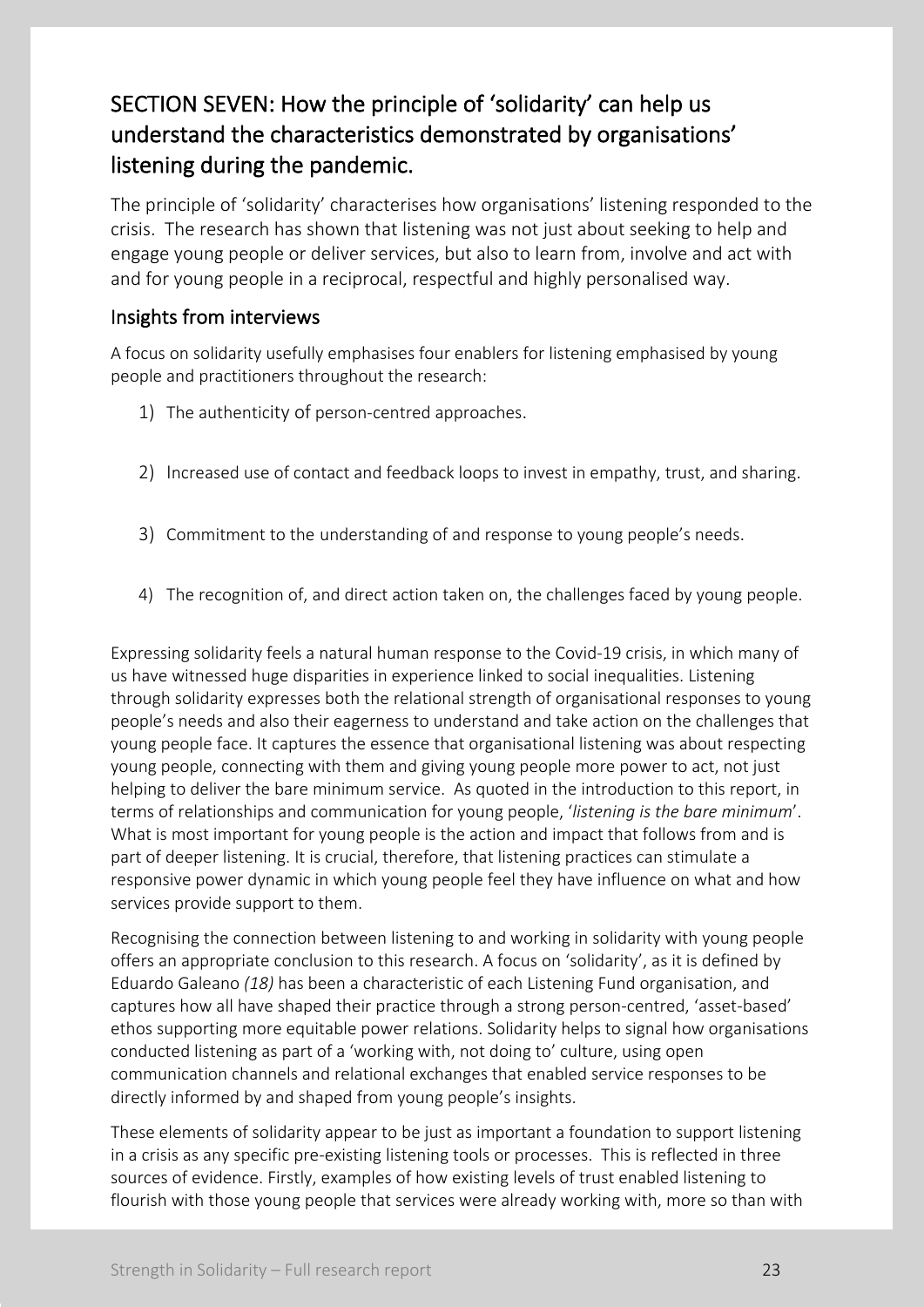## SECTION SEVEN: How the principle of 'solidarity' can help us understand the characteristics demonstrated by organisations' listening during the pandemic.

The principle of 'solidarity' characterises how organisations' listening responded to the crisis. The research has shown that listening was not just about seeking to help and engage young people or deliver services, but also to learn from, involve and act with and for young people in a reciprocal, respectful and highly personalised way.

### Insights from interviews

A focus on solidarity usefully emphasises four enablers for listening emphasised by young people and practitioners throughout the research:

1) The authenticity of person-centred approaches.

2) Increased use of contact and feedback loops to invest in empathy, trust, and sharing.

3) Commitment to the understanding of and response to young people's needs.

4) The recognition of, and direct action taken on, the challenges faced by young people.

Expressing solidarity feels a natural human response to the Covid-19 crisis, in which many of us have witnessed huge disparities in experience linked to social inequalities. Listening through solidarity expresses both the relational strength of organisational responses to young people's needs and also their eagerness to understand and take action on the challenges that young people face. It captures the essence that organisational listening was about respecting young people, connecting with them and giving young people more power to act, not just helping to deliver the bare minimum service. As quoted in the introduction to this report, in terms of relationships and communication for young people, '*listening is the bare minimum*'. What is most important for young people is the action and impact that follows from and is part of deeper listening. It is crucial, therefore, that listening practices can stimulate a responsive power dynamic in which young people feel they have influence on what and how services provide support to them.

Recognising the connection between listening to and working in solidarity with young people offers an appropriate conclusion to this research. A focus on 'solidarity', as it is defined by Eduardo Galeano *(18)* has been a characteristic of each Listening Fund organisation, and captures how all have shaped their practice through a strong person-centred, 'asset-based' ethos supporting more equitable power relations. Solidarity helps to signal how organisations conducted listening as part of a 'working with, not doing to' culture, using open communication channels and relational exchanges that enabled service responses to be directly informed by and shaped from young people's insights.

These elements of solidarity appear to be just as important a foundation to support listening in a crisis as any specific pre-existing listening tools or processes. This is reflected in three sources of evidence. Firstly, examples of how existing levels of trust enabled listening to flourish with those young people that services were already working with, more so than with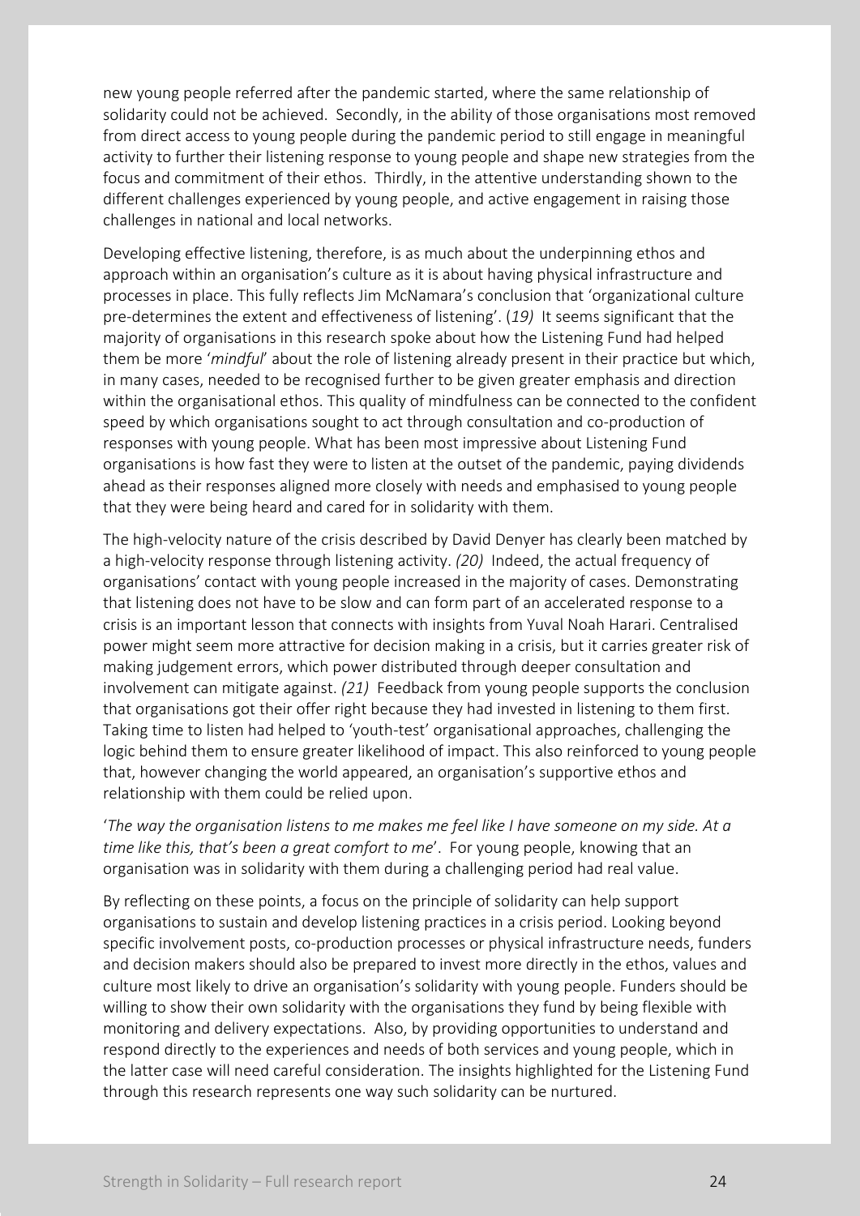new young people referred after the pandemic started, where the same relationship of solidarity could not be achieved. Secondly, in the ability of those organisations most removed from direct access to young people during the pandemic period to still engage in meaningful activity to further their listening response to young people and shape new strategies from the focus and commitment of their ethos. Thirdly, in the attentive understanding shown to the different challenges experienced by young people, and active engagement in raising those challenges in national and local networks.

Developing effective listening, therefore, is as much about the underpinning ethos and approach within an organisation's culture as it is about having physical infrastructure and processes in place. This fully reflects Jim McNamara's conclusion that 'organizational culture pre-determines the extent and effectiveness of listening'. (*19*) It seems significant that the majority of organisations in this research spoke about how the Listening Fund had helped them be more '*mindful*' about the role of listening already present in their practice but which, in many cases, needed to be recognised further to be given greater emphasis and direction within the organisational ethos. This quality of mindfulness can be connected to the confident speed by which organisations sought to act through consultation and co-production of responses with young people. What has been most impressive about Listening Fund organisations is how fast they were to listen at the outset of the pandemic, paying dividends ahead as their responses aligned more closely with needs and emphasised to young people that they were being heard and cared for in solidarity with them.

The high-velocity nature of the crisis described by David Denyer has clearly been matched by a high-velocity response through listening activity. *(20)* Indeed, the actual frequency of organisations' contact with young people increased in the majority of cases. Demonstrating that listening does not have to be slow and can form part of an accelerated response to a crisis is an important lesson that connects with insights from Yuval Noah Harari. Centralised power might seem more attractive for decision making in a crisis, but it carries greater risk of making judgement errors, which power distributed through deeper consultation and involvement can mitigate against. *(21)* Feedback from young people supports the conclusion that organisations got their offer right because they had invested in listening to them first. Taking time to listen had helped to 'youth-test' organisational approaches, challenging the logic behind them to ensure greater likelihood of impact. This also reinforced to young people that, however changing the world appeared, an organisation's supportive ethos and relationship with them could be relied upon.

'*The way the organisation listens to me makes me feel like I have someone on my side. At a time like this, that's been a great comfort to me*'. For young people, knowing that an organisation was in solidarity with them during a challenging period had real value.

By reflecting on these points, a focus on the principle of solidarity can help support organisations to sustain and develop listening practices in a crisis period. Looking beyond specific involvement posts, co-production processes or physical infrastructure needs, funders and decision makers should also be prepared to invest more directly in the ethos, values and culture most likely to drive an organisation's solidarity with young people. Funders should be willing to show their own solidarity with the organisations they fund by being flexible with monitoring and delivery expectations. Also, by providing opportunities to understand and respond directly to the experiences and needs of both services and young people, which in the latter case will need careful consideration. The insights highlighted for the Listening Fund through this research represents one way such solidarity can be nurtured.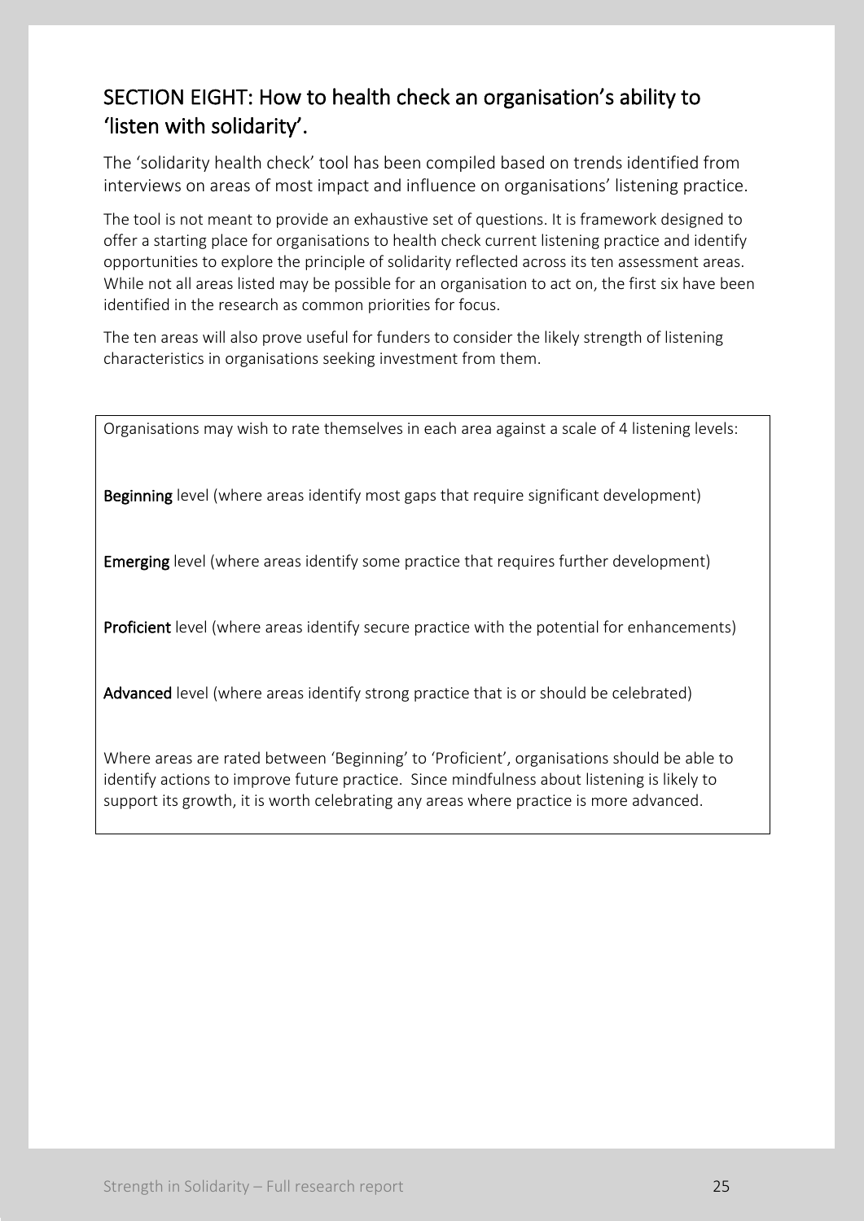## SECTION EIGHT: How to health check an organisation's ability to 'listen with solidarity'.

The 'solidarity health check' tool has been compiled based on trends identified from interviews on areas of most impact and influence on organisations' listening practice.

The tool is not meant to provide an exhaustive set of questions. It is framework designed to offer a starting place for organisations to health check current listening practice and identify opportunities to explore the principle of solidarity reflected across its ten assessment areas. While not all areas listed may be possible for an organisation to act on, the first six have been identified in the research as common priorities for focus.

The ten areas will also prove useful for funders to consider the likely strength of listening characteristics in organisations seeking investment from them.

Organisations may wish to rate themselves in each area against a scale of 4 listening levels:

**Beginning** level (where areas identify most gaps that require significant development)

**Emerging** level (where areas identify some practice that requires further development)

**Proficient** level (where areas identify secure practice with the potential for enhancements)

**Advanced** level (where areas identify strong practice that is or should be celebrated)

Where areas are rated between 'Beginning' to 'Proficient', organisations should be able to identify actions to improve future practice. Since mindfulness about listening is likely to support its growth, it is worth celebrating any areas where practice is more advanced.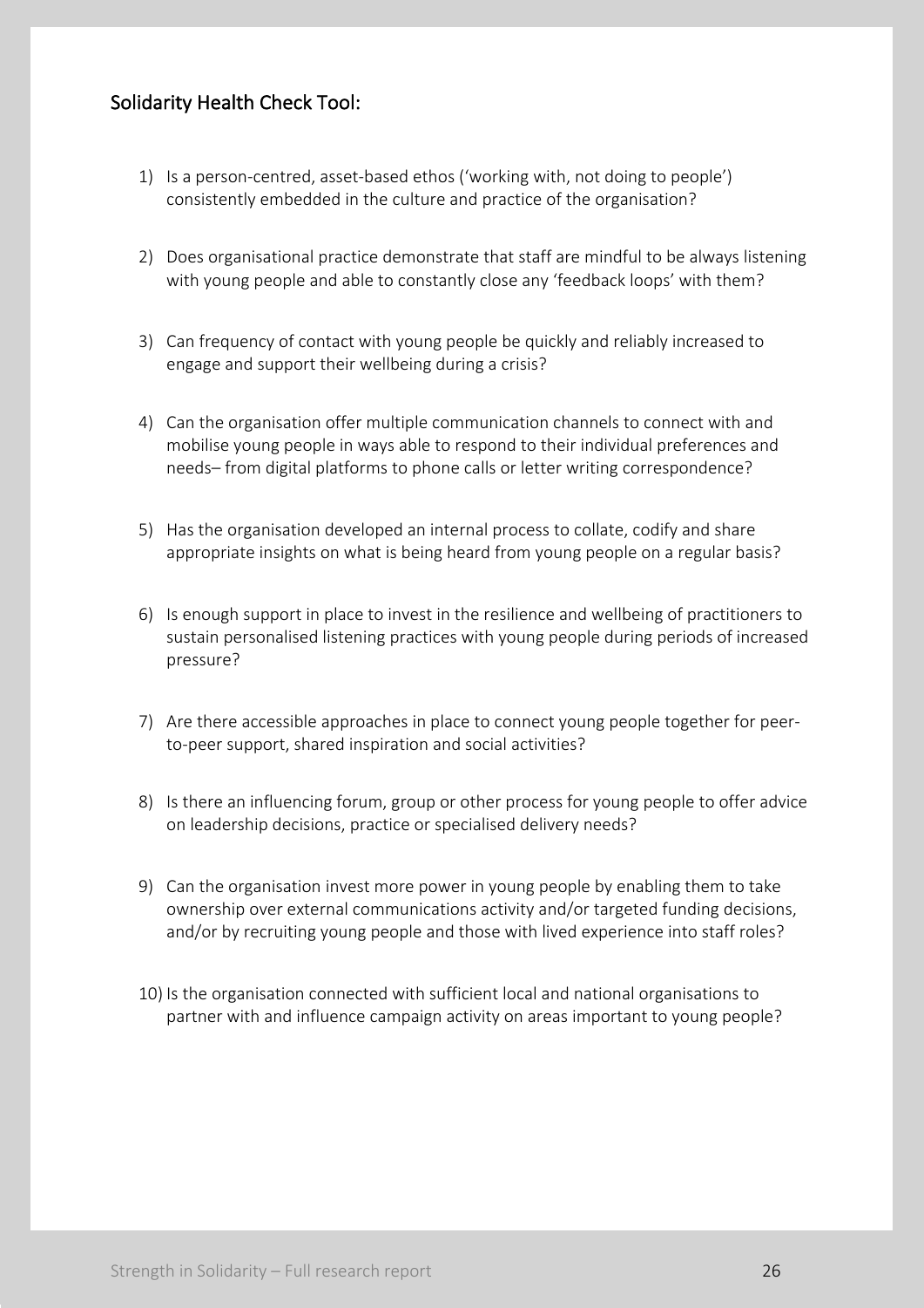## Solidarity Health Check Tool:

1) Is a person-centred, asset-based ethos ('working with, not doing to people') consistently embedded in the culture and practice of the organisation?

2) Does organisational practice demonstrate that staff are mindful to be always listening with young people and able to constantly close any 'feedback loops' with them?

3) Can frequency of contact with young people be quickly and reliably increased to engage and support their wellbeing during a crisis?

4) Can the organisation offer multiple communication channels to connect with and mobilise young people in ways able to respond to their individual preferences and needs– from digital platforms to phone calls or letter writing correspondence?

5) Has the organisation developed an internal process to collate, codify and share appropriate insights on what is being heard from young people on a regular basis?

6) Is enough support in place to invest in the resilience and wellbeing of practitioners to sustain personalised listening practices with young people during periods of increased pressure?

7) Are there accessible approaches in place to connect young people together for peer-to-peer support, shared inspiration and social activities?

8) Is there an influencing forum, group or other process for young people to offer advice on leadership decisions, practice or specialised delivery needs?

9) Can the organisation invest more power in young people by enabling them to take ownership over external communications activity and/or targeted funding decisions, and/or by recruiting young people and those with lived experience into staff roles?

10) Is the organisation connected with sufficient local and national organisations to partner with and influence campaign activity on areas important to young people?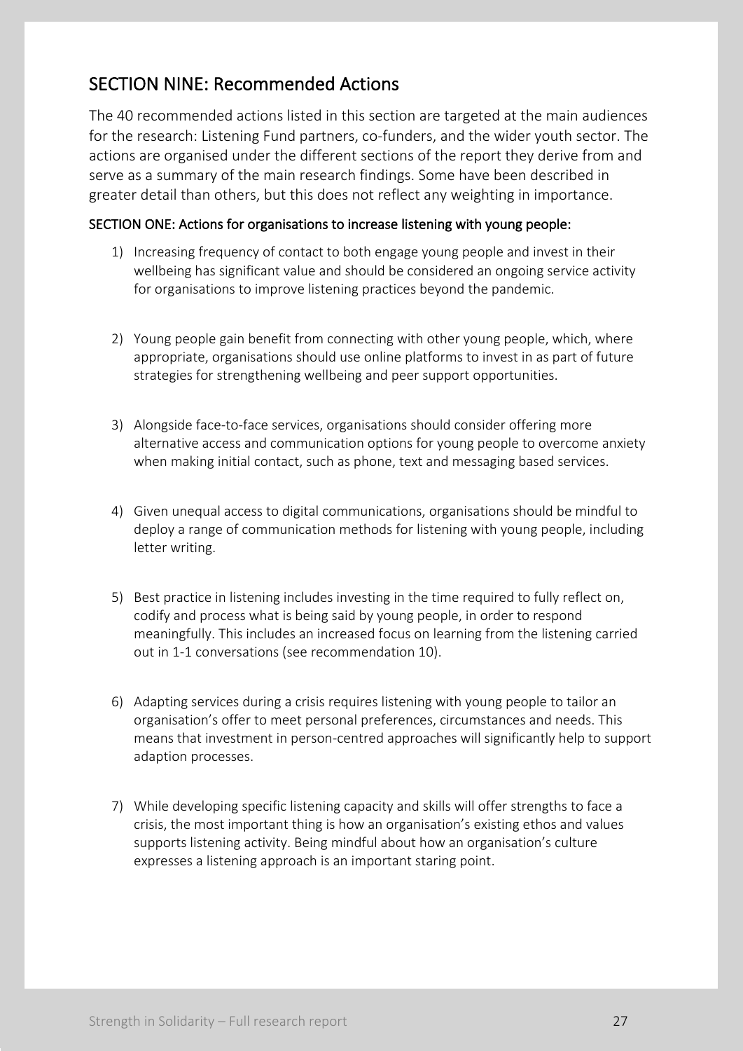## SECTION NINE: Recommended Actions

The 40 recommended actions listed in this section are targeted at the main audiences for the research: Listening Fund partners, co-funders, and the wider youth sector. The actions are organised under the different sections of the report they derive from and serve as a summary of the main research findings. Some have been described in greater detail than others, but this does not reflect any weighting in importance.

### SECTION ONE: Actions for organisations to increase listening with young people:

1) Increasing frequency of contact to both engage young people and invest in their wellbeing has significant value and should be considered an ongoing service activity for organisations to improve listening practices beyond the pandemic.

2) Young people gain benefit from connecting with other young people, which, where appropriate, organisations should use online platforms to invest in as part of future strategies for strengthening wellbeing and peer support opportunities.

3) Alongside face-to-face services, organisations should consider offering more alternative access and communication options for young people to overcome anxiety when making initial contact, such as phone, text and messaging based services.

4) Given unequal access to digital communications, organisations should be mindful to deploy a range of communication methods for listening with young people, including letter writing.

5) Best practice in listening includes investing in the time required to fully reflect on, codify and process what is being said by young people, in order to respond meaningfully. This includes an increased focus on learning from the listening carried out in 1-1 conversations (see recommendation 10).

6) Adapting services during a crisis requires listening with young people to tailor an organisation's offer to meet personal preferences, circumstances and needs. This means that investment in person-centred approaches will significantly help to support adaption processes.

7) While developing specific listening capacity and skills will offer strengths to face a crisis, the most important thing is how an organisation's existing ethos and values supports listening activity. Being mindful about how an organisation's culture expresses a listening approach is an important staring point.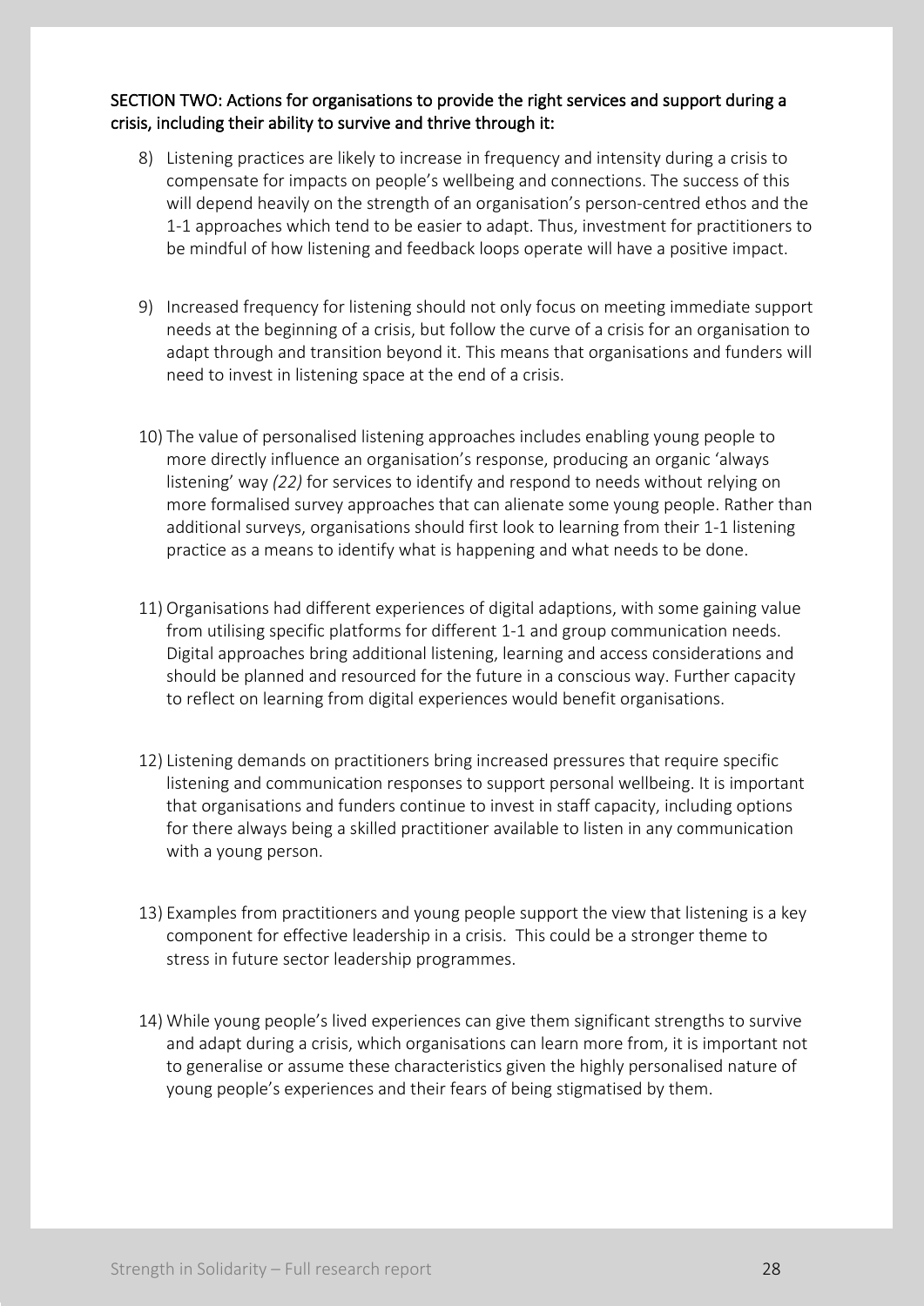SECTION TWO: Actions for organisations to provide the right services and support during a crisis, including their ability to survive and thrive through it:

8) Listening practices are likely to increase in frequency and intensity during a crisis to compensate for impacts on people's wellbeing and connections. The success of this will depend heavily on the strength of an organisation's person-centred ethos and the 1-1 approaches which tend to be easier to adapt. Thus, investment for practitioners to be mindful of how listening and feedback loops operate will have a positive impact.

9) Increased frequency for listening should not only focus on meeting immediate support needs at the beginning of a crisis, but follow the curve of a crisis for an organisation to adapt through and transition beyond it. This means that organisations and funders will need to invest in listening space at the end of a crisis.

10) The value of personalised listening approaches includes enabling young people to more directly influence an organisation's response, producing an organic 'always listening' way *(22)* for services to identify and respond to needs without relying on more formalised survey approaches that can alienate some young people. Rather than additional surveys, organisations should first look to learning from their 1-1 listening practice as a means to identify what is happening and what needs to be done.

11) Organisations had different experiences of digital adaptions, with some gaining value from utilising specific platforms for different 1-1 and group communication needs. Digital approaches bring additional listening, learning and access considerations and should be planned and resourced for the future in a conscious way. Further capacity to reflect on learning from digital experiences would benefit organisations.

12) Listening demands on practitioners bring increased pressures that require specific listening and communication responses to support personal wellbeing. It is important that organisations and funders continue to invest in staff capacity, including options for there always being a skilled practitioner available to listen in any communication with a young person.

13) Examples from practitioners and young people support the view that listening is a key component for effective leadership in a crisis. This could be a stronger theme to stress in future sector leadership programmes.

14) While young people's lived experiences can give them significant strengths to survive and adapt during a crisis, which organisations can learn more from, it is important not to generalise or assume these characteristics given the highly personalised nature of young people's experiences and their fears of being stigmatised by them.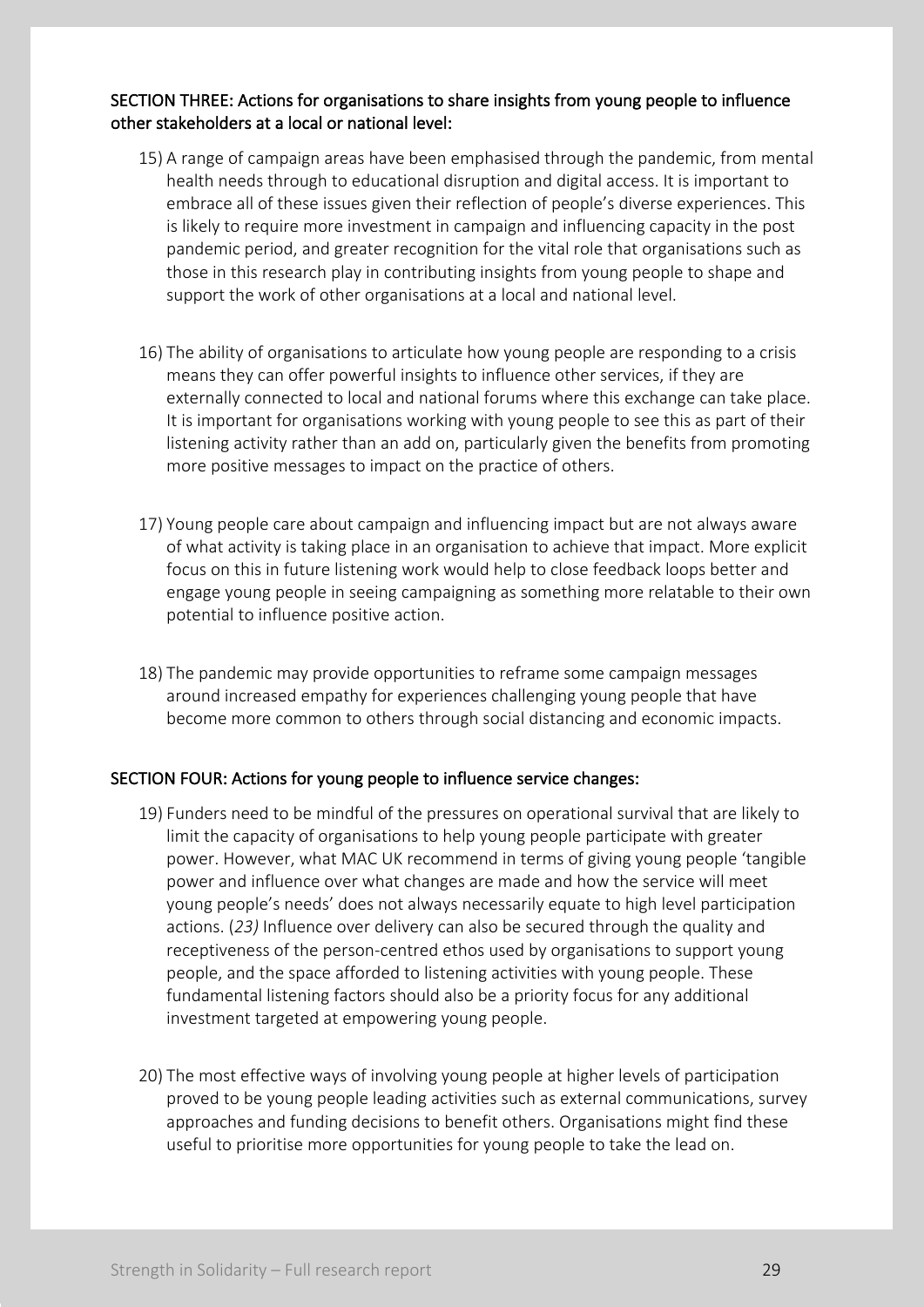SECTION THREE: Actions for organisations to share insights from young people to influence other stakeholders at a local or national level:

15) A range of campaign areas have been emphasised through the pandemic, from mental health needs through to educational disruption and digital access. It is important to embrace all of these issues given their reflection of people's diverse experiences. This is likely to require more investment in campaign and influencing capacity in the post pandemic period, and greater recognition for the vital role that organisations such as those in this research play in contributing insights from young people to shape and support the work of other organisations at a local and national level.

16) The ability of organisations to articulate how young people are responding to a crisis means they can offer powerful insights to influence other services, if they are externally connected to local and national forums where this exchange can take place. It is important for organisations working with young people to see this as part of their listening activity rather than an add on, particularly given the benefits from promoting more positive messages to impact on the practice of others.

17) Young people care about campaign and influencing impact but are not always aware of what activity is taking place in an organisation to achieve that impact. More explicit focus on this in future listening work would help to close feedback loops better and engage young people in seeing campaigning as something more relatable to their own potential to influence positive action.

18) The pandemic may provide opportunities to reframe some campaign messages around increased empathy for experiences challenging young people that have become more common to others through social distancing and economic impacts.

SECTION FOUR: Actions for young people to influence service changes:

19) Funders need to be mindful of the pressures on operational survival that are likely to limit the capacity of organisations to help young people participate with greater power. However, what MAC UK recommend in terms of giving young people 'tangible power and influence over what changes are made and how the service will meet young people's needs' does not always necessarily equate to high level participation actions. (*23)* Influence over delivery can also be secured through the quality and receptiveness of the person-centred ethos used by organisations to support young people, and the space afforded to listening activities with young people. These fundamental listening factors should also be a priority focus for any additional investment targeted at empowering young people.

20) The most effective ways of involving young people at higher levels of participation proved to be young people leading activities such as external communications, survey approaches and funding decisions to benefit others. Organisations might find these useful to prioritise more opportunities for young people to take the lead on.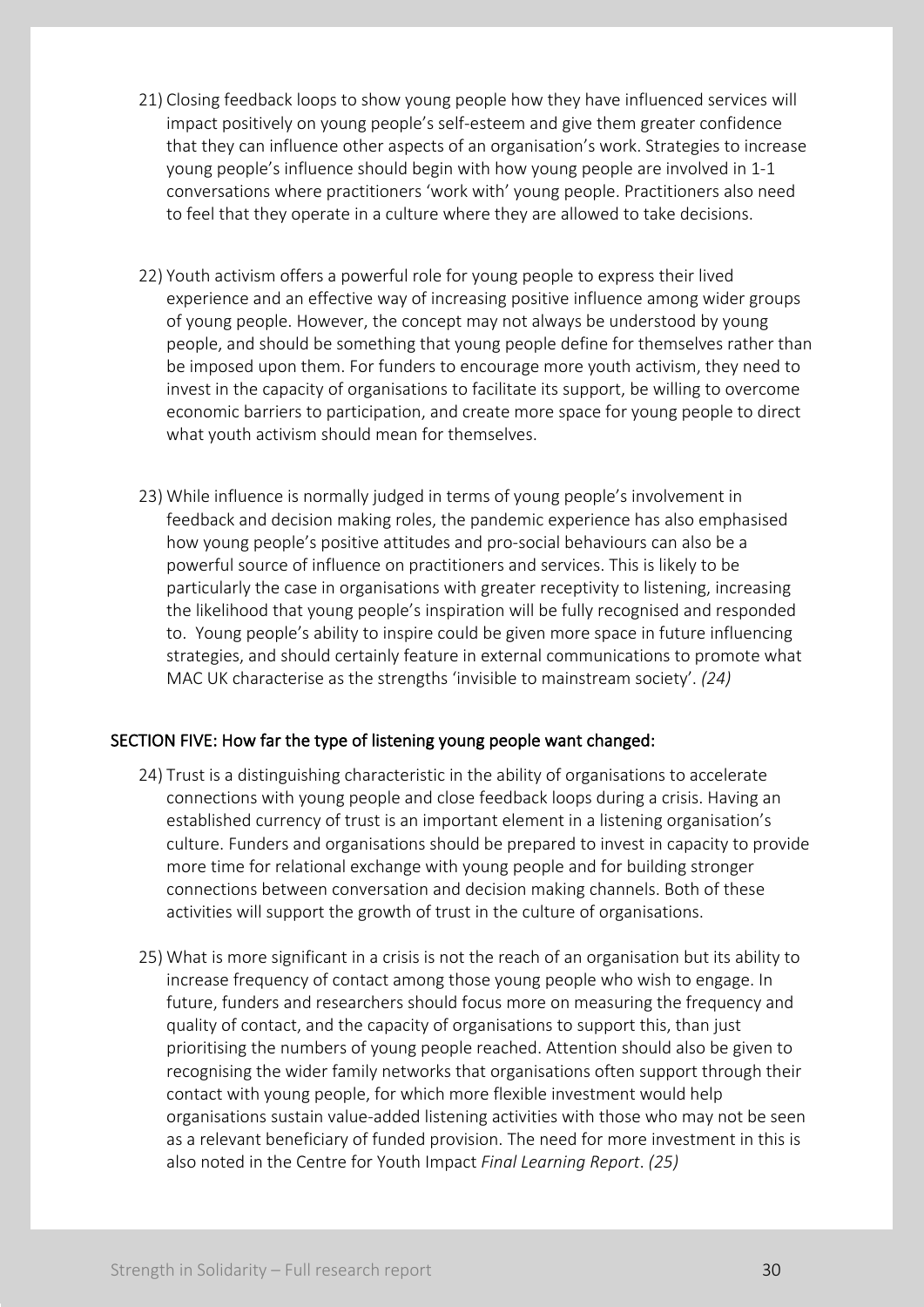21) Closing feedback loops to show young people how they have influenced services will impact positively on young people's self-esteem and give them greater confidence that they can influence other aspects of an organisation's work. Strategies to increase young people's influence should begin with how young people are involved in 1-1 conversations where practitioners 'work with' young people. Practitioners also need to feel that they operate in a culture where they are allowed to take decisions.

22) Youth activism offers a powerful role for young people to express their lived experience and an effective way of increasing positive influence among wider groups of young people. However, the concept may not always be understood by young people, and should be something that young people define for themselves rather than be imposed upon them. For funders to encourage more youth activism, they need to invest in the capacity of organisations to facilitate its support, be willing to overcome economic barriers to participation, and create more space for young people to direct what youth activism should mean for themselves.

23) While influence is normally judged in terms of young people's involvement in feedback and decision making roles, the pandemic experience has also emphasised how young people's positive attitudes and pro-social behaviours can also be a powerful source of influence on practitioners and services. This is likely to be particularly the case in organisations with greater receptivity to listening, increasing the likelihood that young people's inspiration will be fully recognised and responded to. Young people's ability to inspire could be given more space in future influencing strategies, and should certainly feature in external communications to promote what MAC UK characterise as the strengths 'invisible to mainstream society'. *(24)*

## SECTION FIVE: How far the type of listening young people want changed:

24) Trust is a distinguishing characteristic in the ability of organisations to accelerate connections with young people and close feedback loops during a crisis. Having an established currency of trust is an important element in a listening organisation's culture. Funders and organisations should be prepared to invest in capacity to provide more time for relational exchange with young people and for building stronger connections between conversation and decision making channels. Both of these activities will support the growth of trust in the culture of organisations.

25) What is more significant in a crisis is not the reach of an organisation but its ability to increase frequency of contact among those young people who wish to engage. In future, funders and researchers should focus more on measuring the frequency and quality of contact, and the capacity of organisations to support this, than just prioritising the numbers of young people reached. Attention should also be given to recognising the wider family networks that organisations often support through their contact with young people, for which more flexible investment would help organisations sustain value-added listening activities with those who may not be seen as a relevant beneficiary of funded provision. The need for more investment in this is also noted in the Centre for Youth Impact *Final Learning Report*. *(25)*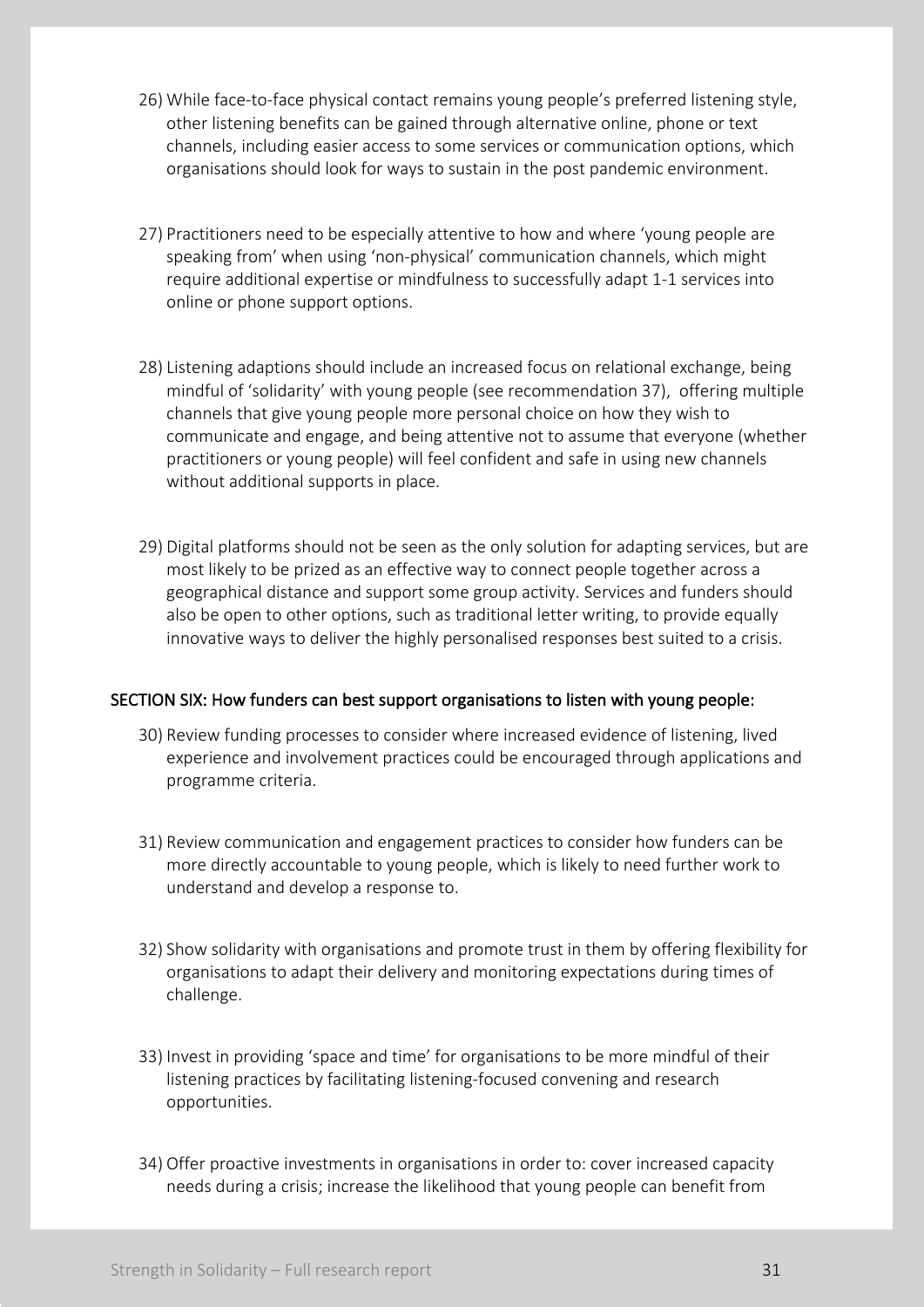26) While face-to-face physical contact remains young people's preferred listening style, other listening benefits can be gained through alternative online, phone or text channels, including easier access to some services or communication options, which organisations should look for ways to sustain in the post pandemic environment.

27) Practitioners need to be especially attentive to how and where 'young people are speaking from' when using 'non-physical' communication channels, which might require additional expertise or mindfulness to successfully adapt 1-1 services into online or phone support options.

28) Listening adaptions should include an increased focus on relational exchange, being mindful of 'solidarity' with young people (see recommendation 37), offering multiple channels that give young people more personal choice on how they wish to communicate and engage, and being attentive not to assume that everyone (whether practitioners or young people) will feel confident and safe in using new channels without additional supports in place.

29) Digital platforms should not be seen as the only solution for adapting services, but are most likely to be prized as an effective way to connect people together across a geographical distance and support some group activity. Services and funders should also be open to other options, such as traditional letter writing, to provide equally innovative ways to deliver the highly personalised responses best suited to a crisis.

## SECTION SIX: How funders can best support organisations to listen with young people:

30) Review funding processes to consider where increased evidence of listening, lived experience and involvement practices could be encouraged through applications and programme criteria.

31) Review communication and engagement practices to consider how funders can be more directly accountable to young people, which is likely to need further work to understand and develop a response to.

32) Show solidarity with organisations and promote trust in them by offering flexibility for organisations to adapt their delivery and monitoring expectations during times of challenge.

33) Invest in providing 'space and time' for organisations to be more mindful of their listening practices by facilitating listening-focused convening and research opportunities.

34) Offer proactive investments in organisations in order to: cover increased capacity needs during a crisis; increase the likelihood that young people can benefit from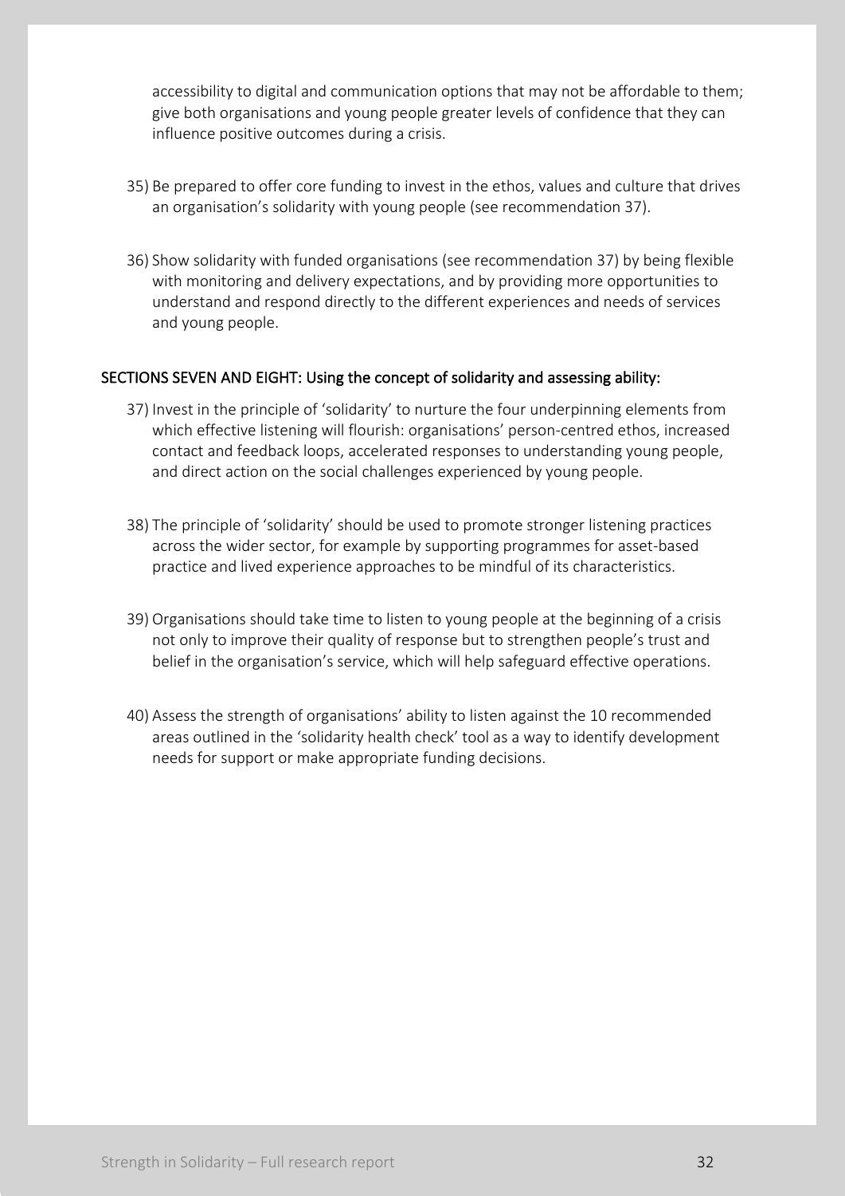accessibility to digital and communication options that may not be affordable to them; give both organisations and young people greater levels of confidence that they can influence positive outcomes during a crisis.

35) Be prepared to offer core funding to invest in the ethos, values and culture that drives an organisation's solidarity with young people (see recommendation 37).

36) Show solidarity with funded organisations (see recommendation 37) by being flexible with monitoring and delivery expectations, and by providing more opportunities to understand and respond directly to the different experiences and needs of services and young people.

### SECTIONS SEVEN AND EIGHT: Using the concept of solidarity and assessing ability:

37) Invest in the principle of 'solidarity' to nurture the four underpinning elements from which effective listening will flourish: organisations' person-centred ethos, increased contact and feedback loops, accelerated responses to understanding young people, and direct action on the social challenges experienced by young people.

38) The principle of 'solidarity' should be used to promote stronger listening practices across the wider sector, for example by supporting programmes for asset-based practice and lived experience approaches to be mindful of its characteristics.

39) Organisations should take time to listen to young people at the beginning of a crisis not only to improve their quality of response but to strengthen people's trust and belief in the organisation's service, which will help safeguard effective operations.

40) Assess the strength of organisations' ability to listen against the 10 recommended areas outlined in the 'solidarity health check' tool as a way to identify development needs for support or make appropriate funding decisions.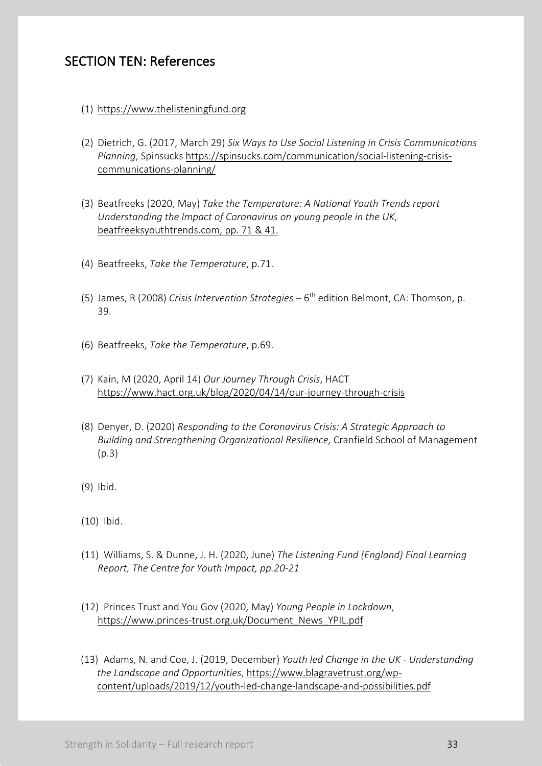## SECTION TEN: References

(1) https://www.thelisteningfund.org

(2) Dietrich, G. (2017, March 29) *Six Ways to Use Social Listening in Crisis Communications Planning*, Spinsucks https://spinsucks.com/communication/social-listening-crisis-communications-planning/

(3) Beatfreeks (2020, May) *Take the Temperature: A National Youth Trends report Understanding the Impact of Coronavirus on young people in the UK*, beatfreeksyouthtrends.com, pp. 71 & 41.

(4) Beatfreeks, *Take the Temperature*, p.71.

(5) James, R (2008) *Crisis Intervention Strategies* – 6th edition Belmont, CA: Thomson, p. 39.

(6) Beatfreeks, *Take the Temperature*, p.69.

(7) Kain, M (2020, April 14) *Our Journey Through Crisis*, HACT https://www.hact.org.uk/blog/2020/04/14/our-journey-through-crisis

(8) Denyer, D. (2020) *Responding to the Coronavirus Crisis: A Strategic Approach to Building and Strengthening Organizational Resilience,* Cranfield School of Management (p.3)

(9) Ibid.

(10) Ibid.

(11) Williams, S. & Dunne, J. H. (2020, June) *The Listening Fund (England) Final Learning Report, The Centre for Youth Impact, pp.20-21*

(12) Princes Trust and You Gov (2020, May) *Young People in Lockdown*, https://www.princes-trust.org.uk/Document_News_YPIL.pdf

(13) Adams, N. and Coe, J. (2019, December) *Youth led Change in the UK - Understanding the Landscape and Opportunities*, https://www.blagravetrust.org/wp-content/uploads/2019/12/youth-led-change-landscape-and-possibilities.pdf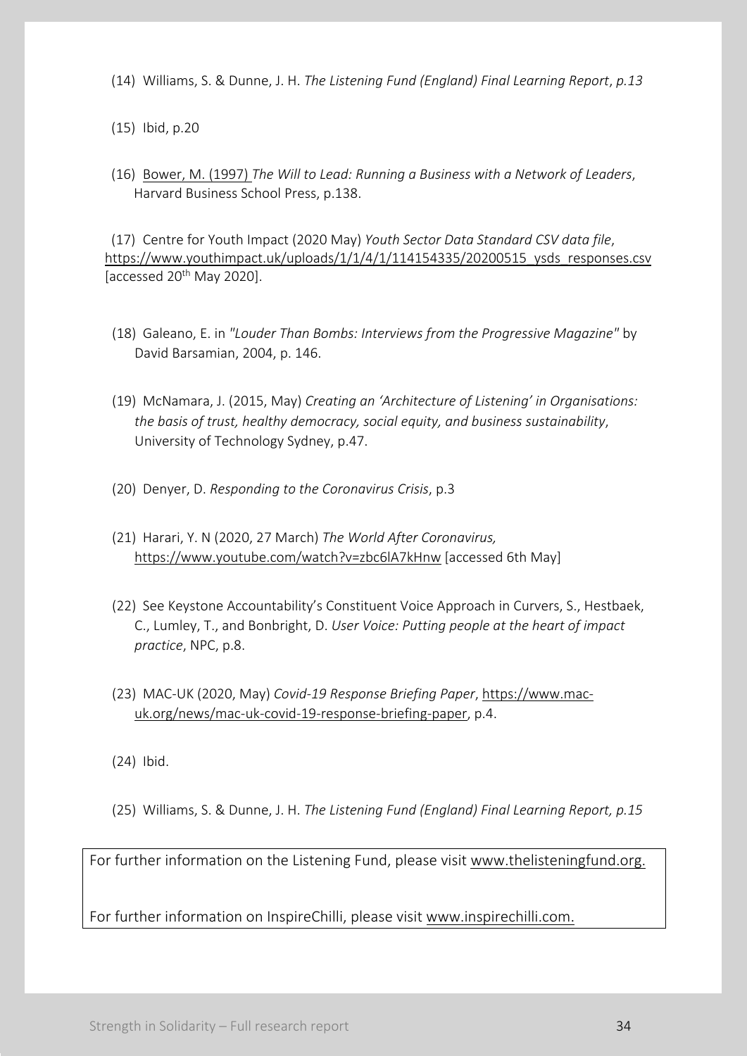(14) Williams, S. & Dunne, J. H. *The Listening Fund (England) Final Learning Report*, *p.13*

(15) Ibid, p.20

(16) Bower, M. (1997) *The Will to Lead: Running a Business with a Network of Leaders*, Harvard Business School Press, p.138.

(17) Centre for Youth Impact (2020 May) *Youth Sector Data Standard CSV data file*, https://www.youthimpact.uk/uploads/1/1/4/1/114154335/20200515_ysds_responses.csv [accessed 20th May 2020].

(18) Galeano, E. in *"Louder Than Bombs: Interviews from the Progressive Magazine"* by David Barsamian, 2004, p. 146.

(19) McNamara, J. (2015, May) *Creating an 'Architecture of Listening' in Organisations: the basis of trust, healthy democracy, social equity, and business sustainability*, University of Technology Sydney, p.47.

(20) Denyer, D. *Responding to the Coronavirus Crisis*, p.3

(21) Harari, Y. N (2020, 27 March) *The World After Coronavirus,* https://www.youtube.com/watch?v=zbc6lA7kHnw [accessed 6th May]

(22) See Keystone Accountability's Constituent Voice Approach in Curvers, S., Hestbaek, C., Lumley, T., and Bonbright, D. *User Voice: Putting people at the heart of impact practice*, NPC, p.8.

(23) MAC-UK (2020, May) *Covid-19 Response Briefing Paper*, https://www.mac-uk.org/news/mac-uk-covid-19-response-briefing-paper, p.4.

(24) Ibid.

(25) Williams, S. & Dunne, J. H. *The Listening Fund (England) Final Learning Report, p.15*

For further information on the Listening Fund, please visit www.thelisteningfund.org.

For further information on InspireChilli, please visit www.inspirechilli.com.